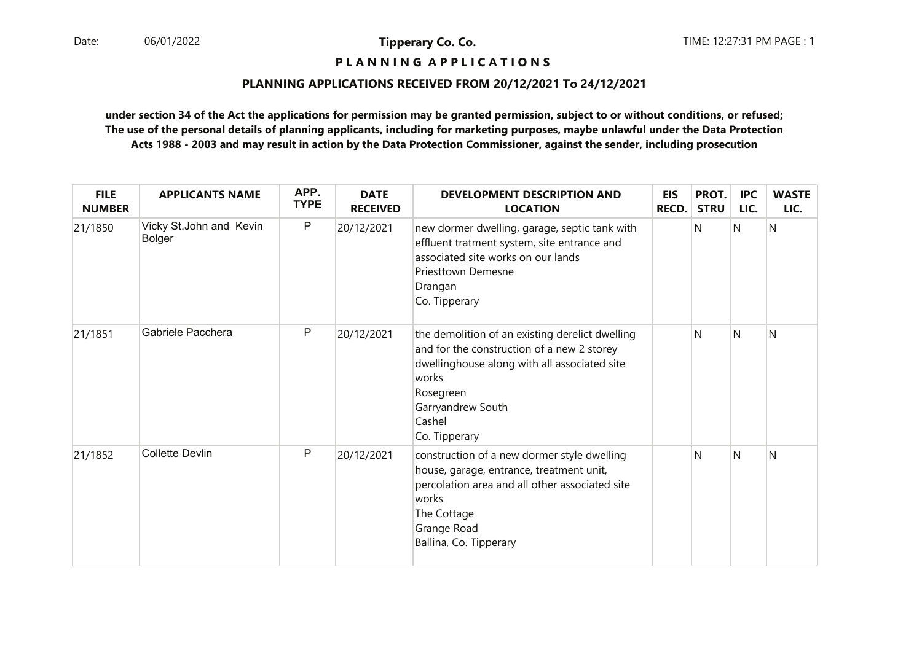**Tipperary Co. Co.**

**P L A N N I N G  A P P L I C A T I O N S**

**PLANNING APPLICATIONS RECEIVED FROM 20/12/2021 To 24/12/2021**

**under section 34 of the Act the applications for permission may be granted permission, subject to or without conditions, or refused; The use of the personal details of planning applicants, including for marketing purposes, maybe unlawful under the Data Protection Acts 1988 - 2003 and may result in action by the Data Protection Commissioner, against the sender, including prosecution**

| FILE NUMBER | APPLICANTS NAME | APP. TYPE | DATE RECEIVED | DEVELOPMENT DESCRIPTION AND LOCATION | EIS RECD. | PROT. STRU | IPC LIC. | WASTE LIC. |
|---|---|---|---|---|---|---|---|---|
| 21/1850 | Vicky St.John and Kevin Bolger | P | 20/12/2021 | new dormer dwelling, garage, septic tank with effluent tratment system, site entrance and associated site works on our lands<br>Priesttown Demesne<br>Drangan<br>Co. Tipperary | | N | N | N |
| 21/1851 | Gabriele Pacchera | P | 20/12/2021 | the demolition of an existing derelict dwelling and for the construction of a new 2 storey dwellinghouse along with all associated site works<br>Rosegreen<br>Garryandrew South<br>Cashel<br>Co. Tipperary | | N | N | N |
| 21/1852 | Collette Devlin | P | 20/12/2021 | construction of a new dormer style dwelling house, garage, entrance, treatment unit, percolation area and all other associated site works<br>The Cottage<br>Grange Road<br>Ballina, Co. Tipperary | | N | N | N |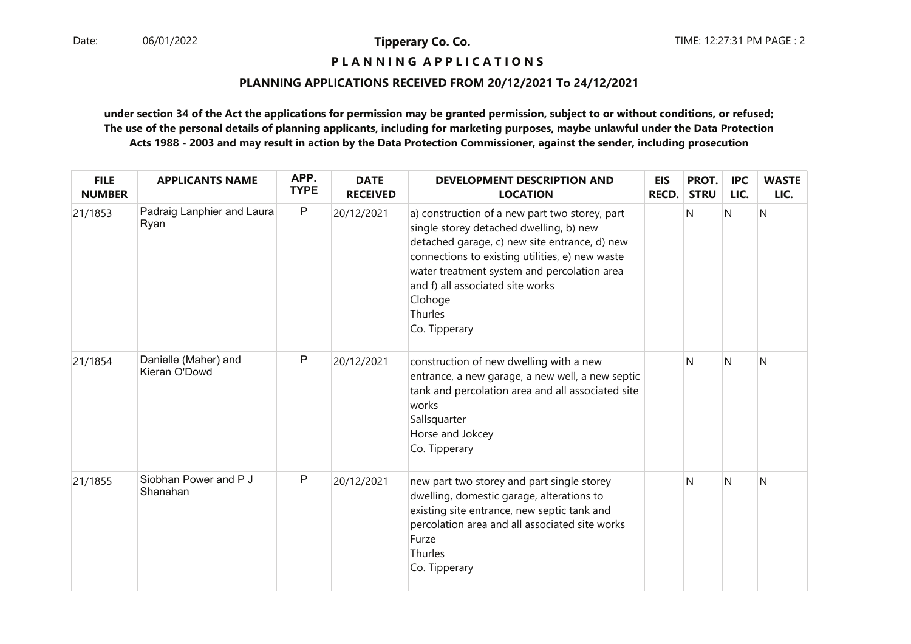**Tipperary Co. Co.**

**P L A N N I N G A P P L I C A T I O N S**

**PLANNING APPLICATIONS RECEIVED FROM 20/12/2021 To 24/12/2021**

**under section 34 of the Act the applications for permission may be granted permission, subject to or without conditions, or refused; The use of the personal details of planning applicants, including for marketing purposes, maybe unlawful under the Data Protection Acts 1988 - 2003 and may result in action by the Data Protection Commissioner, against the sender, including prosecution**

| FILE NUMBER | APPLICANTS NAME | APP. TYPE | DATE RECEIVED | DEVELOPMENT DESCRIPTION AND LOCATION | EIS RECD. | PROT. STRU | IPC LIC. | WASTE LIC. |
|---|---|---|---|---|---|---|---|---|
| 21/1853 | Padraig Lanphier and Laura Ryan | P | 20/12/2021 | a) construction of a new part two storey, part single storey detached dwelling, b) new detached garage, c) new site entrance, d) new connections to existing utilities, e) new waste water treatment system and percolation area and f) all associated site works<br>Clohoge<br>Thurles<br>Co. Tipperary | | N | N | N |
| 21/1854 | Danielle (Maher) and Kieran O'Dowd | P | 20/12/2021 | construction of new dwelling with a new entrance, a new garage, a new well, a new septic tank and percolation area and all associated site works<br>Sallsquarter<br>Horse and Jokcey<br>Co. Tipperary | | N | N | N |
| 21/1855 | Siobhan Power and P J Shanahan | P | 20/12/2021 | new part two storey and part single storey dwelling, domestic garage, alterations to existing site entrance, new septic tank and percolation area and all associated site works<br>Furze<br>Thurles<br>Co. Tipperary | | N | N | N |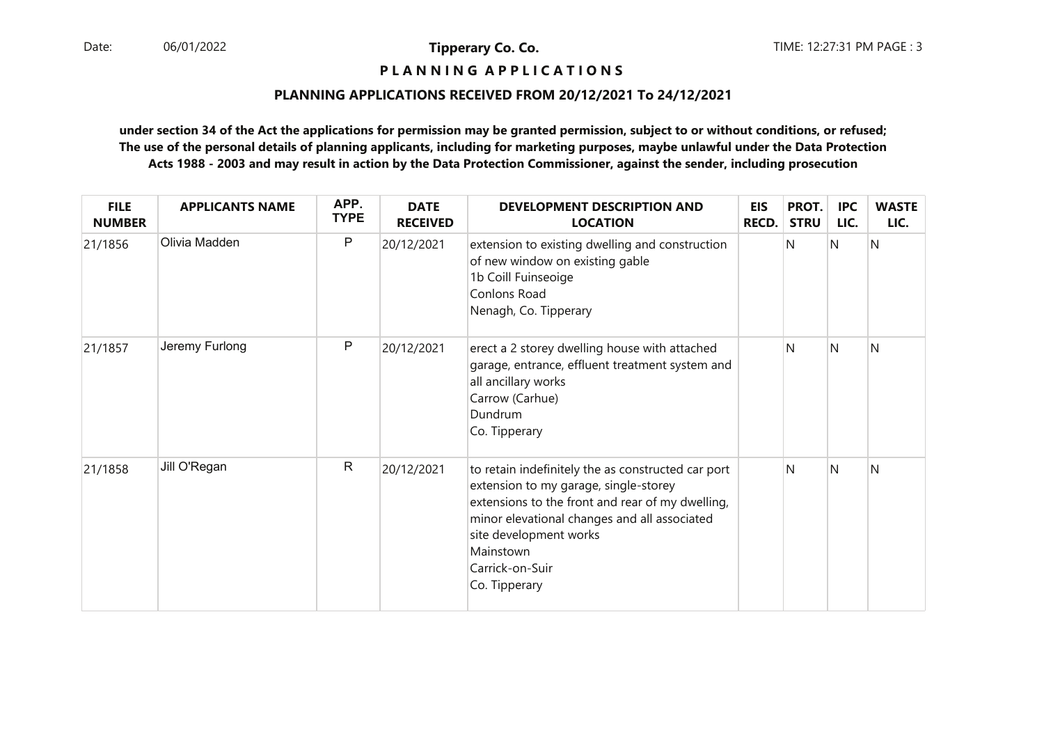**PLANNING APPLICATIONS**

**PLANNING APPLICATIONS RECEIVED FROM 20/12/2021 To 24/12/2021**

**under section 34 of the Act the applications for permission may be granted permission, subject to or without conditions, or refused; The use of the personal details of planning applicants, including for marketing purposes, maybe unlawful under the Data Protection Acts 1988 - 2003 and may result in action by the Data Protection Commissioner, against the sender, including prosecution**

| FILE NUMBER | APPLICANTS NAME | APP. TYPE | DATE RECEIVED | DEVELOPMENT DESCRIPTION AND LOCATION | EIS RECD. | PROT. STRU | IPC LIC. | WASTE LIC. |
|---|---|---|---|---|---|---|---|---|
| 21/1856 | Olivia Madden | P | 20/12/2021 | extension to existing dwelling and construction of new window on existing gable<br>1b Coill Fuinseoige<br>Conlons Road<br>Nenagh, Co. Tipperary | | N | N | N |
| 21/1857 | Jeremy Furlong | P | 20/12/2021 | erect a 2 storey dwelling house with attached garage, entrance, effluent treatment system and all ancillary works<br>Carrow (Carhue)<br>Dundrum<br>Co. Tipperary | | N | N | N |
| 21/1858 | Jill O'Regan | R | 20/12/2021 | to retain indefinitely the as constructed car port extension to my garage, single-storey extensions to the front and rear of my dwelling, minor elevational changes and all associated site development works<br>Mainstown<br>Carrick-on-Suir<br>Co. Tipperary | | N | N | N |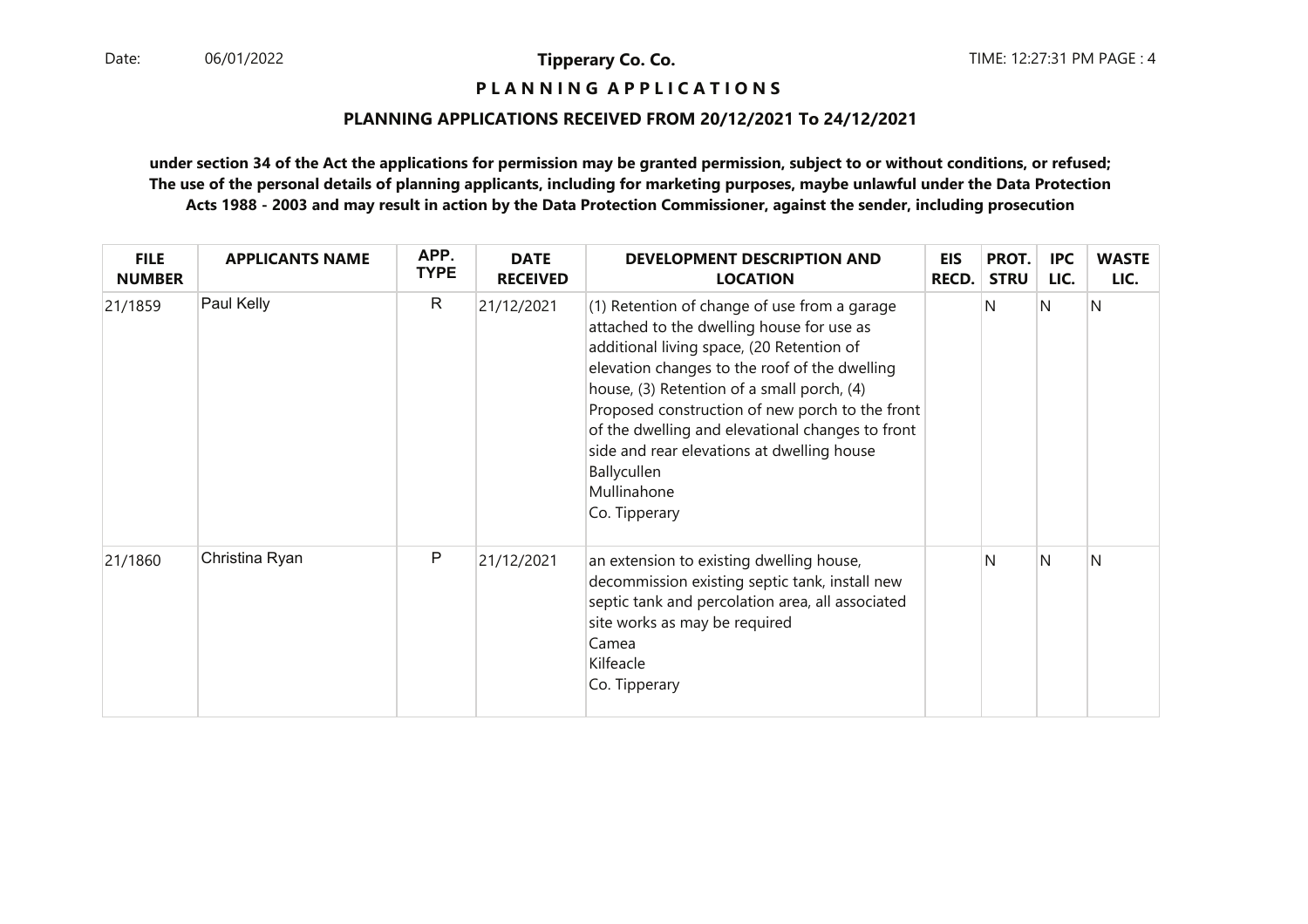**Tipperary Co. Co.**

**P L A N N I N G  A P P L I C A T I O N S**

**PLANNING APPLICATIONS RECEIVED FROM 20/12/2021 To 24/12/2021**

**under section 34 of the Act the applications for permission may be granted permission, subject to or without conditions, or refused; The use of the personal details of planning applicants, including for marketing purposes, maybe unlawful under the Data Protection Acts 1988 - 2003 and may result in action by the Data Protection Commissioner, against the sender, including prosecution**

| FILE NUMBER | APPLICANTS NAME | APP. TYPE | DATE RECEIVED | DEVELOPMENT DESCRIPTION AND LOCATION | EIS RECD. | PROT. STRU | IPC LIC. | WASTE LIC. |
|---|---|---|---|---|---|---|---|---|
| 21/1859 | Paul Kelly | R | 21/12/2021 | (1) Retention of change of use from a garage attached to the dwelling house for use as additional living space, (20 Retention of elevation changes to the roof of the dwelling house, (3) Retention of a small porch, (4) Proposed construction of new porch to the front of the dwelling and elevational changes to front side and rear elevations at dwelling house<br>Ballycullen<br>Mullinahone<br>Co. Tipperary | | N | N | N |
| 21/1860 | Christina Ryan | P | 21/12/2021 | an extension to existing dwelling house, decommission existing septic tank, install new septic tank and percolation area, all associated site works as may be required<br>Camea<br>Kilfeacle<br>Co. Tipperary | | N | N | N |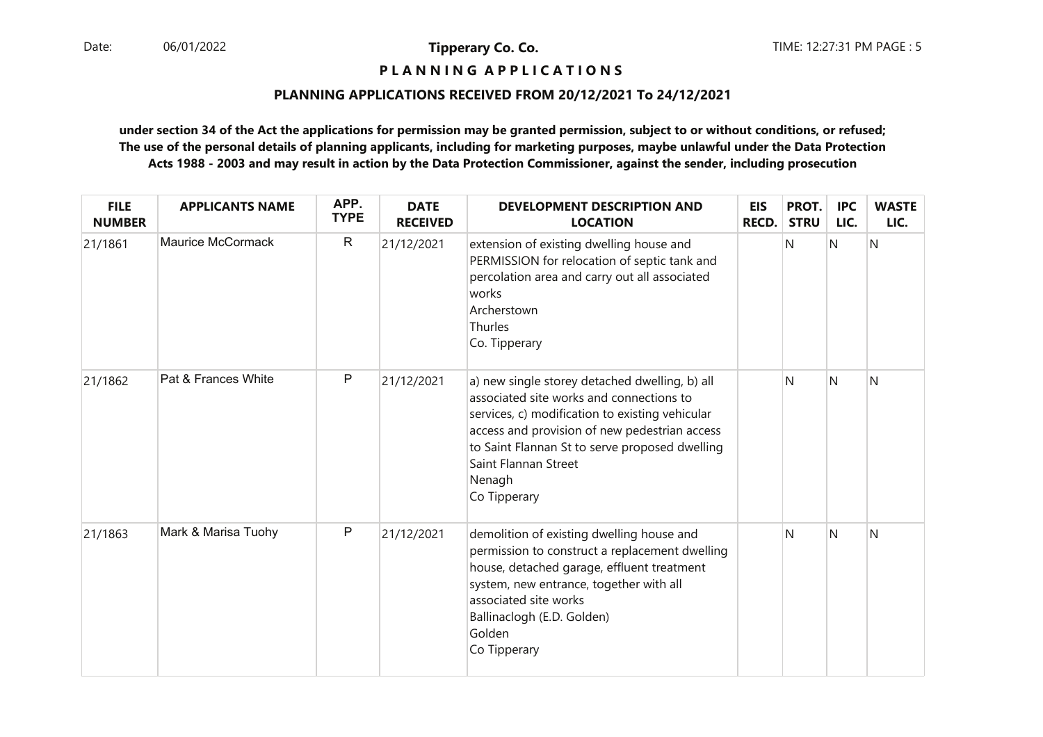**Tipperary Co. Co.**

**P L A N N I N G A P P L I C A T I O N S**

**PLANNING APPLICATIONS RECEIVED FROM 20/12/2021 To 24/12/2021**

**under section 34 of the Act the applications for permission may be granted permission, subject to or without conditions, or refused; The use of the personal details of planning applicants, including for marketing purposes, maybe unlawful under the Data Protection Acts 1988 - 2003 and may result in action by the Data Protection Commissioner, against the sender, including prosecution**

| FILE NUMBER | APPLICANTS NAME | APP. TYPE | DATE RECEIVED | DEVELOPMENT DESCRIPTION AND LOCATION | EIS RECD. | PROT. STRU | IPC LIC. | WASTE LIC. |
|---|---|---|---|---|---|---|---|---|
| 21/1861 | Maurice McCormack | R | 21/12/2021 | extension of existing dwelling house and PERMISSION for relocation of septic tank and percolation area and carry out all associated works<br>Archerstown<br>Thurles<br>Co. Tipperary | | N | N | N |
| 21/1862 | Pat & Frances White | P | 21/12/2021 | a) new single storey detached dwelling, b) all associated site works and connections to services, c) modification to existing vehicular access and provision of new pedestrian access to Saint Flannan St to serve proposed dwelling<br>Saint Flannan Street<br>Nenagh<br>Co Tipperary | | N | N | N |
| 21/1863 | Mark & Marisa Tuohy | P | 21/12/2021 | demolition of existing dwelling house and permission to construct a replacement dwelling house, detached garage, effluent treatment system, new entrance, together with all associated site works<br>Ballinaclogh (E.D. Golden)<br>Golden<br>Co Tipperary | | N | N | N |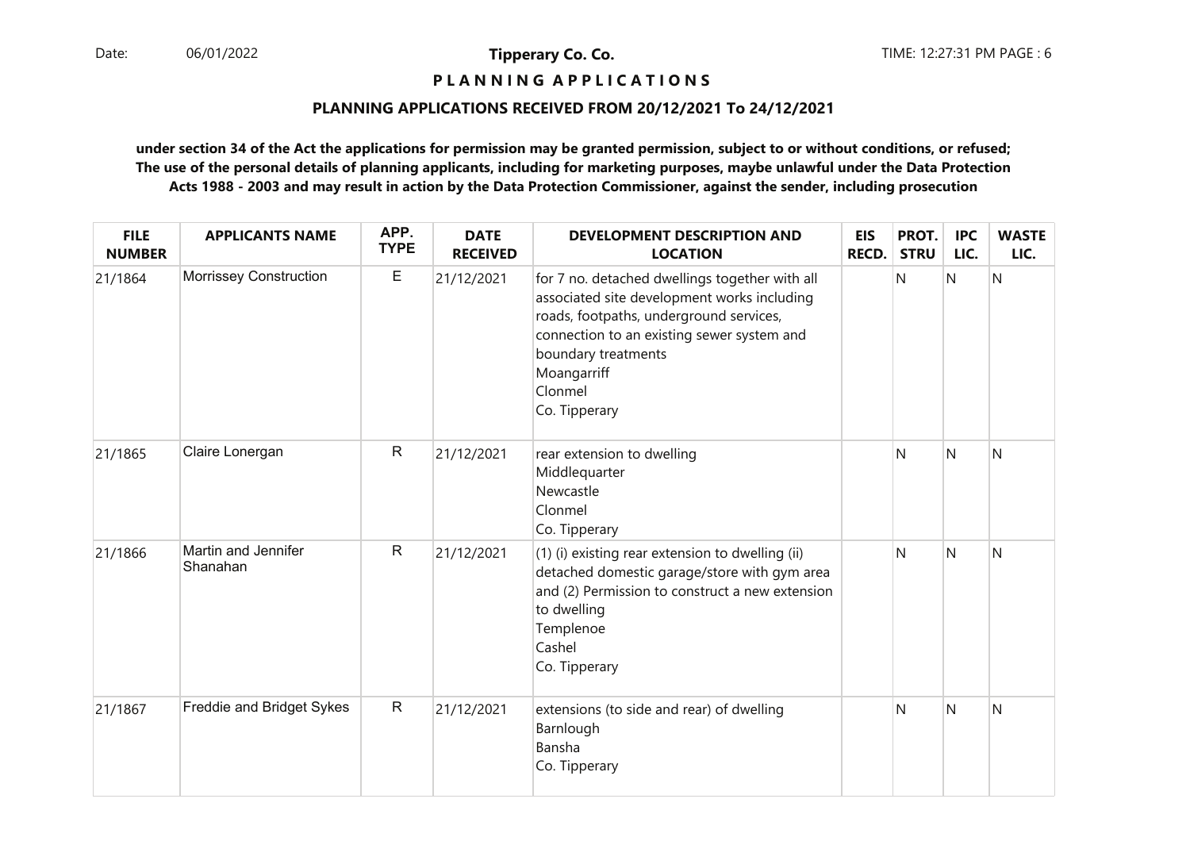**Tipperary Co. Co.**

**P L A N N I N G A P P L I C A T I O N S**

**PLANNING APPLICATIONS RECEIVED FROM 20/12/2021 To 24/12/2021**

**under section 34 of the Act the applications for permission may be granted permission, subject to or without conditions, or refused; The use of the personal details of planning applicants, including for marketing purposes, maybe unlawful under the Data Protection Acts 1988 - 2003 and may result in action by the Data Protection Commissioner, against the sender, including prosecution**

| FILE NUMBER | APPLICANTS NAME | APP. TYPE | DATE RECEIVED | DEVELOPMENT DESCRIPTION AND LOCATION | EIS RECD. | PROT. STRU | IPC LIC. | WASTE LIC. |
|---|---|---|---|---|---|---|---|---|
| 21/1864 | Morrissey Construction | E | 21/12/2021 | for 7 no. detached dwellings together with all associated site development works including roads, footpaths, underground services, connection to an existing sewer system and boundary treatments<br>Moangarriff<br>Clonmel<br>Co. Tipperary | | N | N | N |
| 21/1865 | Claire Lonergan | R | 21/12/2021 | rear extension to dwelling<br>Middlequarter<br>Newcastle<br>Clonmel<br>Co. Tipperary | | N | N | N |
| 21/1866 | Martin and Jennifer Shanahan | R | 21/12/2021 | (1) (i) existing rear extension to dwelling (ii) detached domestic garage/store with gym area and (2) Permission to construct a new extension to dwelling<br>Templenoe<br>Cashel<br>Co. Tipperary | | N | N | N |
| 21/1867 | Freddie and Bridget Sykes | R | 21/12/2021 | extensions (to side and rear) of dwelling<br>Barnlough<br>Bansha<br>Co. Tipperary | | N | N | N |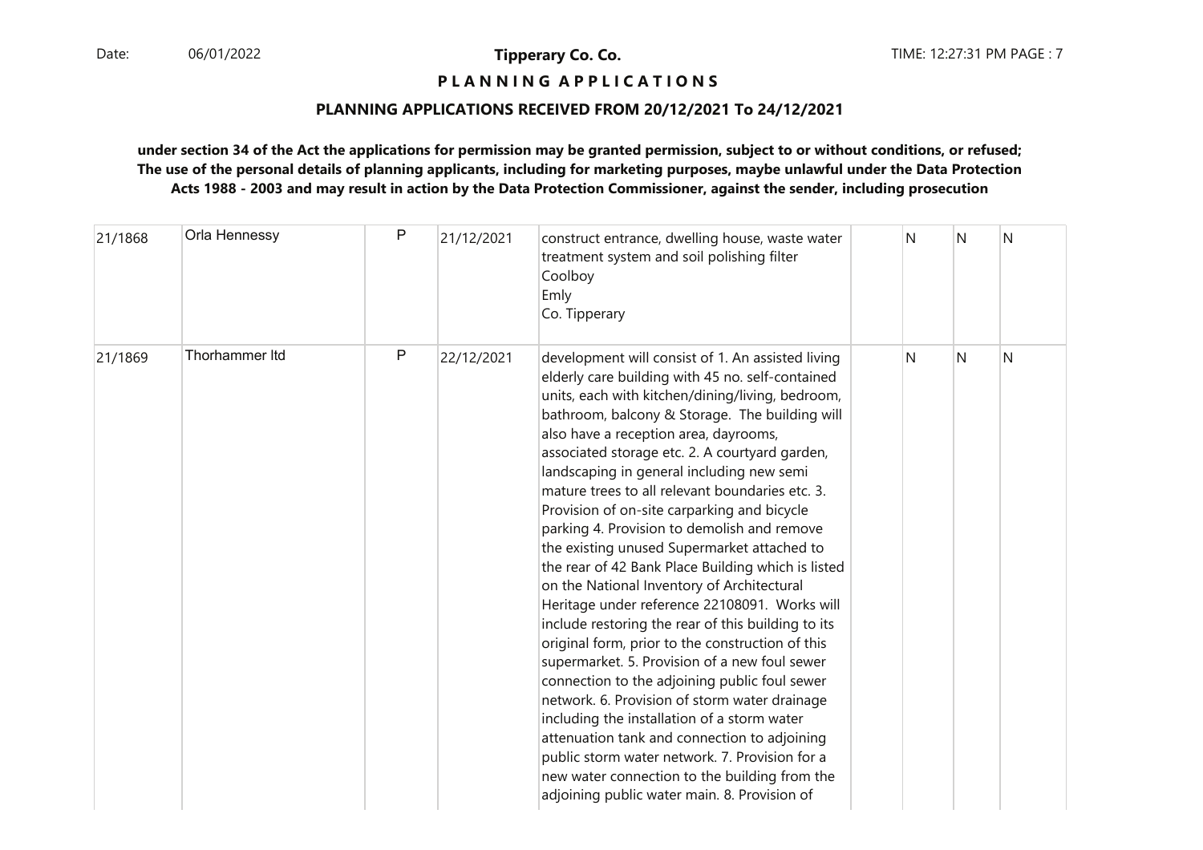**Tipperary Co. Co.**

**P L A N N I N G A P P L I C A T I O N S**

**PLANNING APPLICATIONS RECEIVED FROM 20/12/2021 To 24/12/2021**

**under section 34 of the Act the applications for permission may be granted permission, subject to or without conditions, or refused; The use of the personal details of planning applicants, including for marketing purposes, maybe unlawful under the Data Protection Acts 1988 - 2003 and may result in action by the Data Protection Commissioner, against the sender, including prosecution**

| | | | | | | | | |
|---|---|---|---|---|---|---|---|---|
| 21/1868 | Orla Hennessy | P | 21/12/2021 | construct entrance, dwelling house, waste water treatment system and soil polishing filter<br>Coolboy<br>Emly<br>Co. Tipperary | | N | N | N |
| 21/1869 | Thorhammer ltd | P | 22/12/2021 | development will consist of 1. An assisted living elderly care building with 45 no. self-contained units, each with kitchen/dining/living, bedroom, bathroom, balcony & Storage. The building will also have a reception area, dayrooms, associated storage etc. 2. A courtyard garden, landscaping in general including new semi mature trees to all relevant boundaries etc. 3. Provision of on-site carparking and bicycle parking 4. Provision to demolish and remove the existing unused Supermarket attached to the rear of 42 Bank Place Building which is listed on the National Inventory of Architectural Heritage under reference 22108091. Works will include restoring the rear of this building to its original form, prior to the construction of this supermarket. 5. Provision of a new foul sewer connection to the adjoining public foul sewer network. 6. Provision of storm water drainage including the installation of a storm water attenuation tank and connection to adjoining public storm water network. 7. Provision for a new water connection to the building from the adjoining public water main. 8. Provision of | | N | N | N |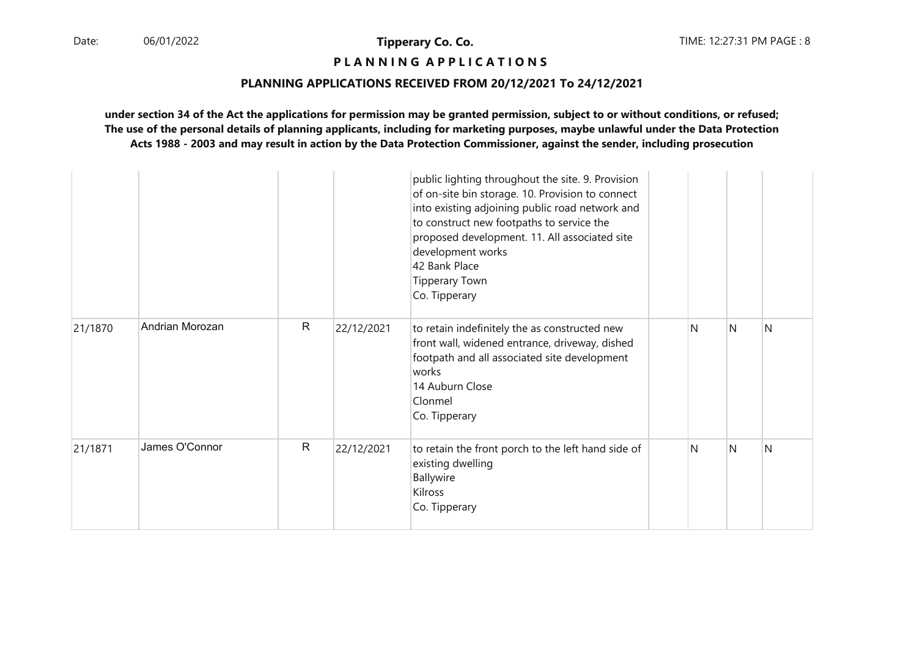**P L A N N I N G   A P P L I C A T I O N S**

**PLANNING APPLICATIONS RECEIVED FROM 20/12/2021 To 24/12/2021**

**under section 34 of the Act the applications for permission may be granted permission, subject to or without conditions, or refused; The use of the personal details of planning applicants, including for marketing purposes, maybe unlawful under the Data Protection Acts 1988 - 2003 and may result in action by the Data Protection Commissioner, against the sender, including prosecution**

| | | | | | | | | |
|---|---|---|---|---|---|---|---|---|
| | | | | public lighting throughout the site. 9. Provision of on-site bin storage. 10. Provision to connect into existing adjoining public road network and to construct new footpaths to service the proposed development. 11. All associated site development works<br>42 Bank Place<br>Tipperary Town<br>Co. Tipperary | | | | |
| 21/1870 | Andrian Morozan | R | 22/12/2021 | to retain indefinitely the as constructed new front wall, widened entrance, driveway, dished footpath and all associated site development works<br>14 Auburn Close<br>Clonmel<br>Co. Tipperary | | N | N | N |
| 21/1871 | James O'Connor | R | 22/12/2021 | to retain the front porch to the left hand side of existing dwelling<br>Ballywire<br>Kilross<br>Co. Tipperary | | N | N | N |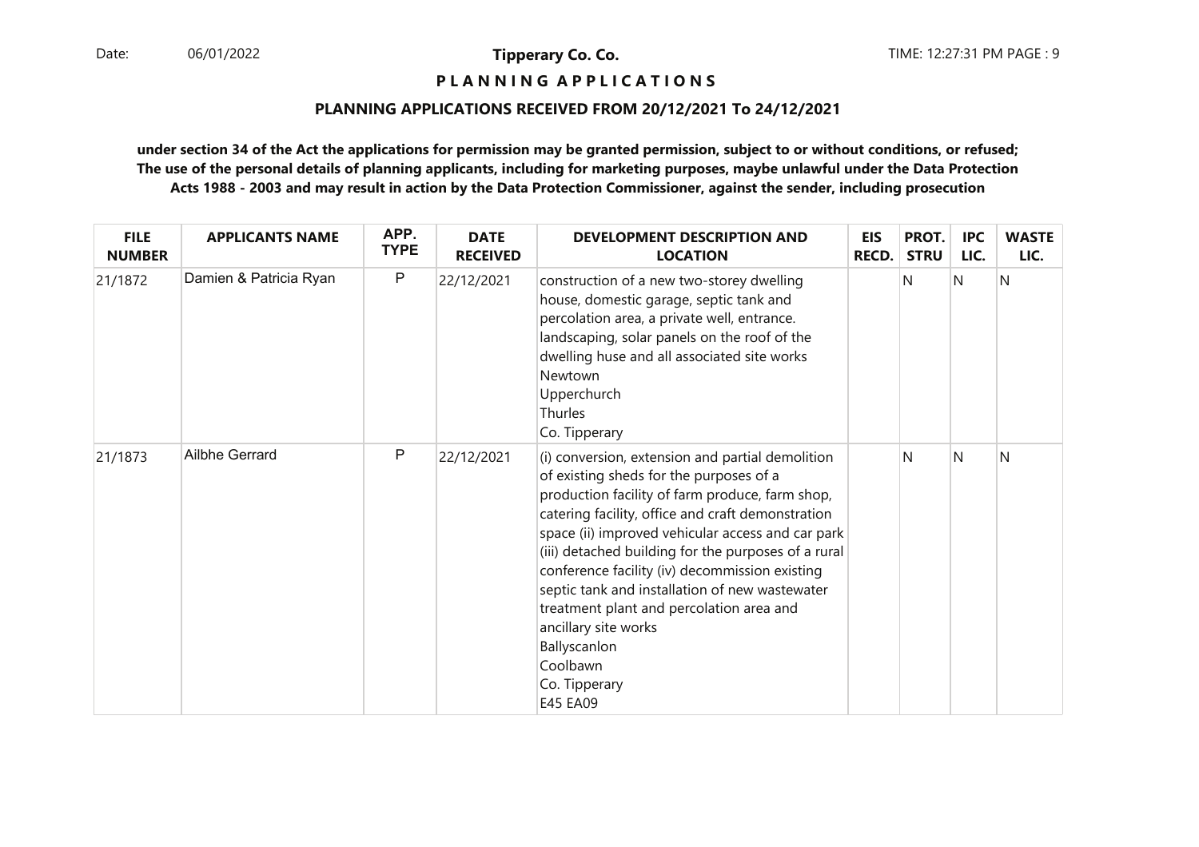# PLANNING APPLICATIONS

## PLANNING APPLICATIONS RECEIVED FROM 20/12/2021 To 24/12/2021

**under section 34 of the Act the applications for permission may be granted permission, subject to or without conditions, or refused; The use of the personal details of planning applicants, including for marketing purposes, maybe unlawful under the Data Protection Acts 1988 - 2003 and may result in action by the Data Protection Commissioner, against the sender, including prosecution**

| FILE NUMBER | APPLICANTS NAME | APP. TYPE | DATE RECEIVED | DEVELOPMENT DESCRIPTION AND LOCATION | EIS RECD. | PROT. STRU | IPC LIC. | WASTE LIC. |
|---|---|---|---|---|---|---|---|---|
| 21/1872 | Damien & Patricia Ryan | P | 22/12/2021 | construction of a new two-storey dwelling house, domestic garage, septic tank and percolation area, a private well, entrance. landscaping, solar panels on the roof of the dwelling huse and all associated site works<br>Newtown<br>Upperchurch<br>Thurles<br>Co. Tipperary | | N | N | N |
| 21/1873 | Ailbhe Gerrard | P | 22/12/2021 | (i) conversion, extension and partial demolition of existing sheds for the purposes of a production facility of farm produce, farm shop, catering facility, office and craft demonstration space (ii) improved vehicular access and car park (iii) detached building for the purposes of a rural conference facility (iv) decommission existing septic tank and installation of new wastewater treatment plant and percolation area and ancillary site works<br>Ballyscanlon<br>Coolbawn<br>Co. Tipperary<br>E45 EA09 | | N | N | N |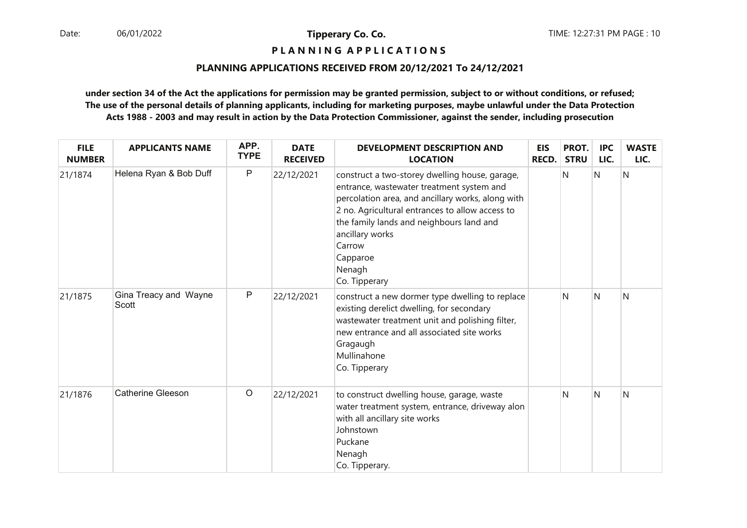**Tipperary Co. Co.**

# PLANNING APPLICATIONS

## PLANNING APPLICATIONS RECEIVED FROM 20/12/2021 To 24/12/2021

**under section 34 of the Act the applications for permission may be granted permission, subject to or without conditions, or refused; The use of the personal details of planning applicants, including for marketing purposes, maybe unlawful under the Data Protection Acts 1988 - 2003 and may result in action by the Data Protection Commissioner, against the sender, including prosecution**

| FILE NUMBER | APPLICANTS NAME | APP. TYPE | DATE RECEIVED | DEVELOPMENT DESCRIPTION AND LOCATION | EIS RECD. | PROT. STRU | IPC LIC. | WASTE LIC. |
|---|---|---|---|---|---|---|---|---|
| 21/1874 | Helena Ryan & Bob Duff | P | 22/12/2021 | construct a two-storey dwelling house, garage, entrance, wastewater treatment system and percolation area, and ancillary works, along with 2 no. Agricultural entrances to allow access to the family lands and neighbours land and ancillary works<br>Carrow<br>Capparoe<br>Nenagh<br>Co. Tipperary | | N | N | N |
| 21/1875 | Gina Treacy and Wayne Scott | P | 22/12/2021 | construct a new dormer type dwelling to replace existing derelict dwelling, for secondary wastewater treatment unit and polishing filter, new entrance and all associated site works<br>Gragaugh<br>Mullinahone<br>Co. Tipperary | | N | N | N |
| 21/1876 | Catherine Gleeson | O | 22/12/2021 | to construct dwelling house, garage, waste water treatment system, entrance, driveway alon with all ancillary site works<br>Johnstown<br>Puckane<br>Nenagh<br>Co. Tipperary. | | N | N | N |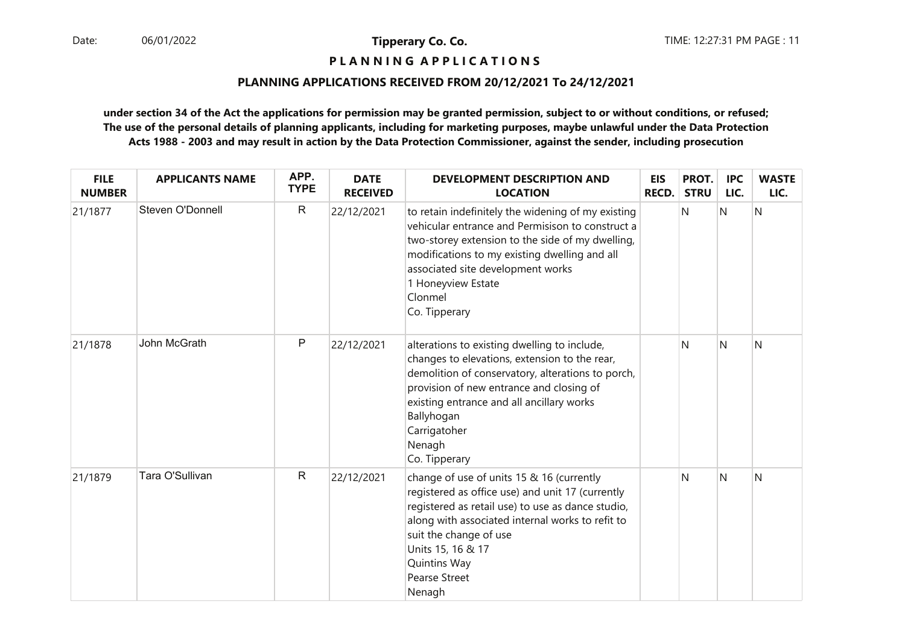**Tipperary Co. Co.**

**P L A N N I N G A P P L I C A T I O N S**

**PLANNING APPLICATIONS RECEIVED FROM 20/12/2021 To 24/12/2021**

**under section 34 of the Act the applications for permission may be granted permission, subject to or without conditions, or refused; The use of the personal details of planning applicants, including for marketing purposes, maybe unlawful under the Data Protection Acts 1988 - 2003 and may result in action by the Data Protection Commissioner, against the sender, including prosecution**

| FILE NUMBER | APPLICANTS NAME | APP. TYPE | DATE RECEIVED | DEVELOPMENT DESCRIPTION AND LOCATION | EIS RECD. | PROT. STRU | IPC LIC. | WASTE LIC. |
|---|---|---|---|---|---|---|---|---|
| 21/1877 | Steven O'Donnell | R | 22/12/2021 | to retain indefinitely the widening of my existing vehicular entrance and Permisison to construct a two-storey extension to the side of my dwelling, modifications to my existing dwelling and all associated site development works<br>1 Honeyview Estate<br>Clonmel<br>Co. Tipperary | | N | N | N |
| 21/1878 | John McGrath | P | 22/12/2021 | alterations to existing dwelling to include, changes to elevations, extension to the rear, demolition of conservatory, alterations to porch, provision of new entrance and closing of existing entrance and all ancillary works<br>Ballyhogan<br>Carrigatoher<br>Nenagh<br>Co. Tipperary | | N | N | N |
| 21/1879 | Tara O'Sullivan | R | 22/12/2021 | change of use of units 15 & 16 (currently registered as office use) and unit 17 (currently registered as retail use) to use as dance studio, along with associated internal works to refit to suit the change of use<br>Units 15, 16 & 17<br>Quintins Way<br>Pearse Street<br>Nenagh | | N | N | N |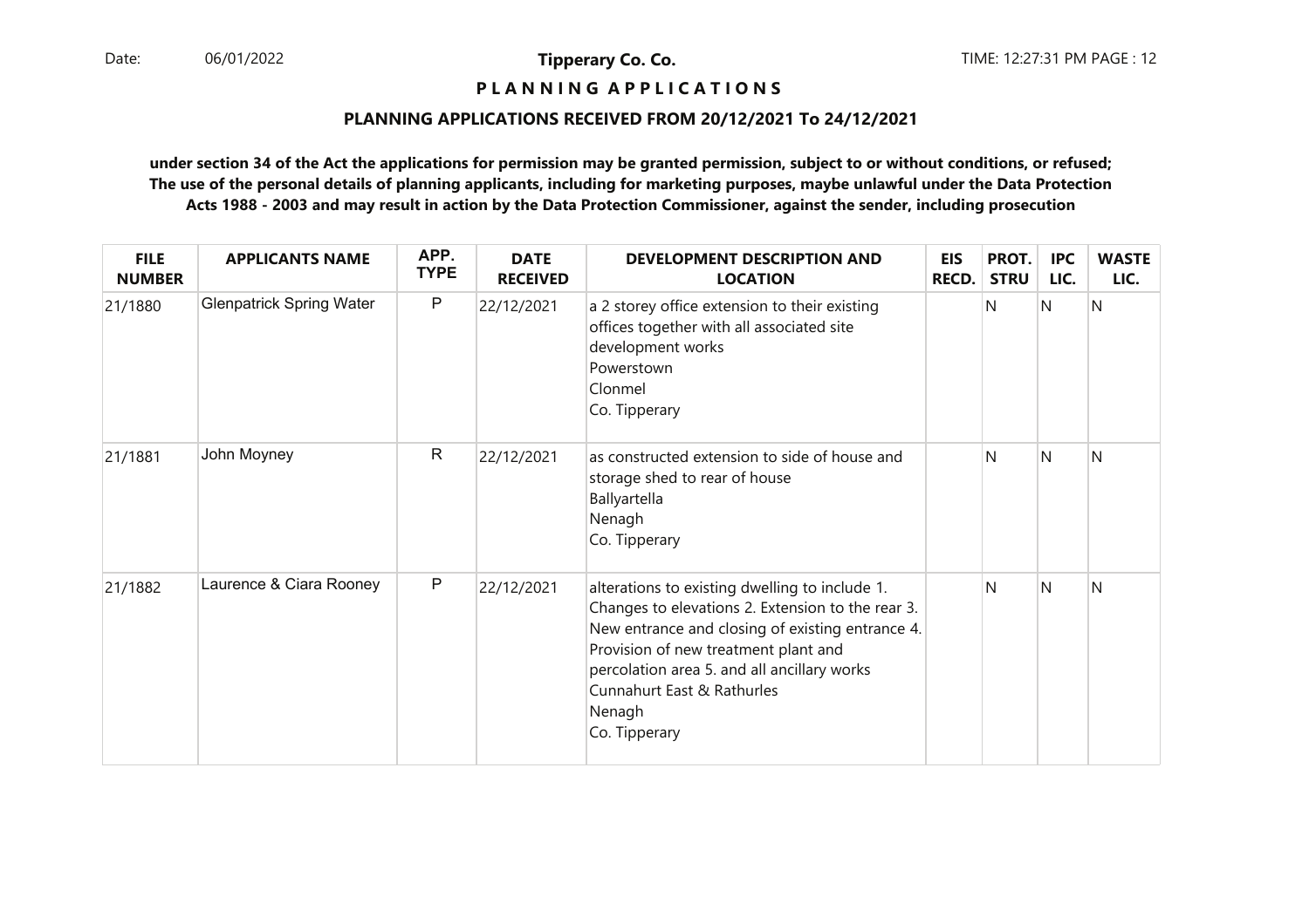# PLANNING APPLICATIONS

## PLANNING APPLICATIONS RECEIVED FROM 20/12/2021 To 24/12/2021

**under section 34 of the Act the applications for permission may be granted permission, subject to or without conditions, or refused; The use of the personal details of planning applicants, including for marketing purposes, maybe unlawful under the Data Protection Acts 1988 - 2003 and may result in action by the Data Protection Commissioner, against the sender, including prosecution**

| FILE NUMBER | APPLICANTS NAME | APP. TYPE | DATE RECEIVED | DEVELOPMENT DESCRIPTION AND LOCATION | EIS RECD. | PROT. STRU | IPC LIC. | WASTE LIC. |
|---|---|---|---|---|---|---|---|---|
| 21/1880 | Glenpatrick Spring Water | P | 22/12/2021 | a 2 storey office extension to their existing offices together with all associated site development works<br>Powerstown<br>Clonmel<br>Co. Tipperary | | N | N | N |
| 21/1881 | John Moyney | R | 22/12/2021 | as constructed extension to side of house and storage shed to rear of house<br>Ballyartella<br>Nenagh<br>Co. Tipperary | | N | N | N |
| 21/1882 | Laurence & Ciara Rooney | P | 22/12/2021 | alterations to existing dwelling to include 1. Changes to elevations 2. Extension to the rear 3. New entrance and closing of existing entrance 4. Provision of new treatment plant and percolation area 5. and all ancillary works<br>Cunnahurt East & Rathurles<br>Nenagh<br>Co. Tipperary | | N | N | N |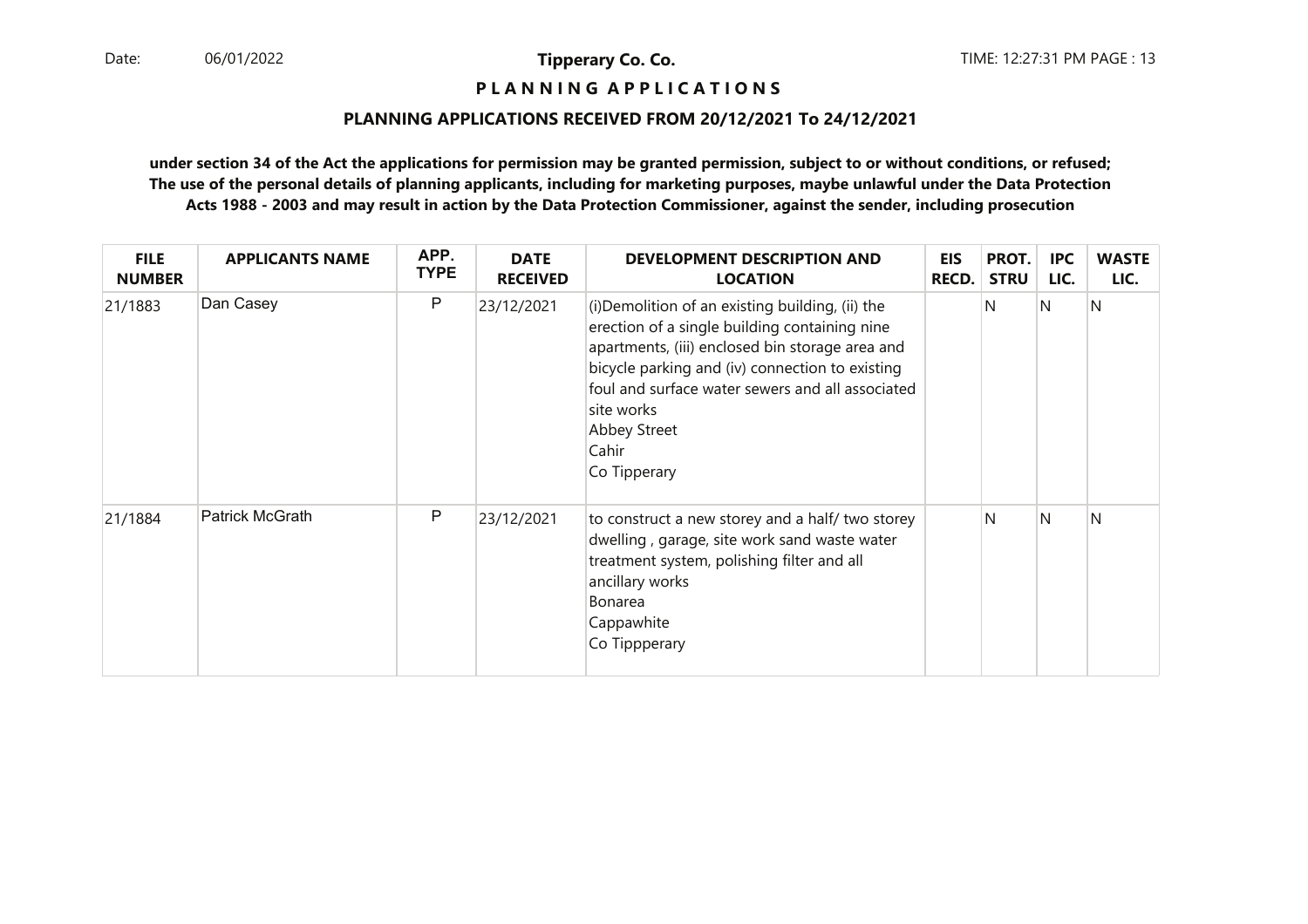**Tipperary Co. Co.**

**P L A N N I N G  A P P L I C A T I O N S**

**PLANNING APPLICATIONS RECEIVED FROM 20/12/2021 To 24/12/2021**

**under section 34 of the Act the applications for permission may be granted permission, subject to or without conditions, or refused; The use of the personal details of planning applicants, including for marketing purposes, maybe unlawful under the Data Protection Acts 1988 - 2003 and may result in action by the Data Protection Commissioner, against the sender, including prosecution**

| FILE NUMBER | APPLICANTS NAME | APP. TYPE | DATE RECEIVED | DEVELOPMENT DESCRIPTION AND LOCATION | EIS RECD. | PROT. STRU | IPC LIC. | WASTE LIC. |
|---|---|---|---|---|---|---|---|---|
| 21/1883 | Dan Casey | P | 23/12/2021 | (i)Demolition of an existing building, (ii) the erection of a single building containing nine apartments, (iii) enclosed bin storage area and bicycle parking and (iv) connection to existing foul and surface water sewers and all associated site works<br>Abbey Street<br>Cahir<br>Co Tipperary | | N | N | N |
| 21/1884 | Patrick McGrath | P | 23/12/2021 | to construct a new storey and a half/ two storey dwelling , garage, site work sand waste water treatment system, polishing filter and all ancillary works<br>Bonarea<br>Cappawhite<br>Co Tippperary | | N | N | N |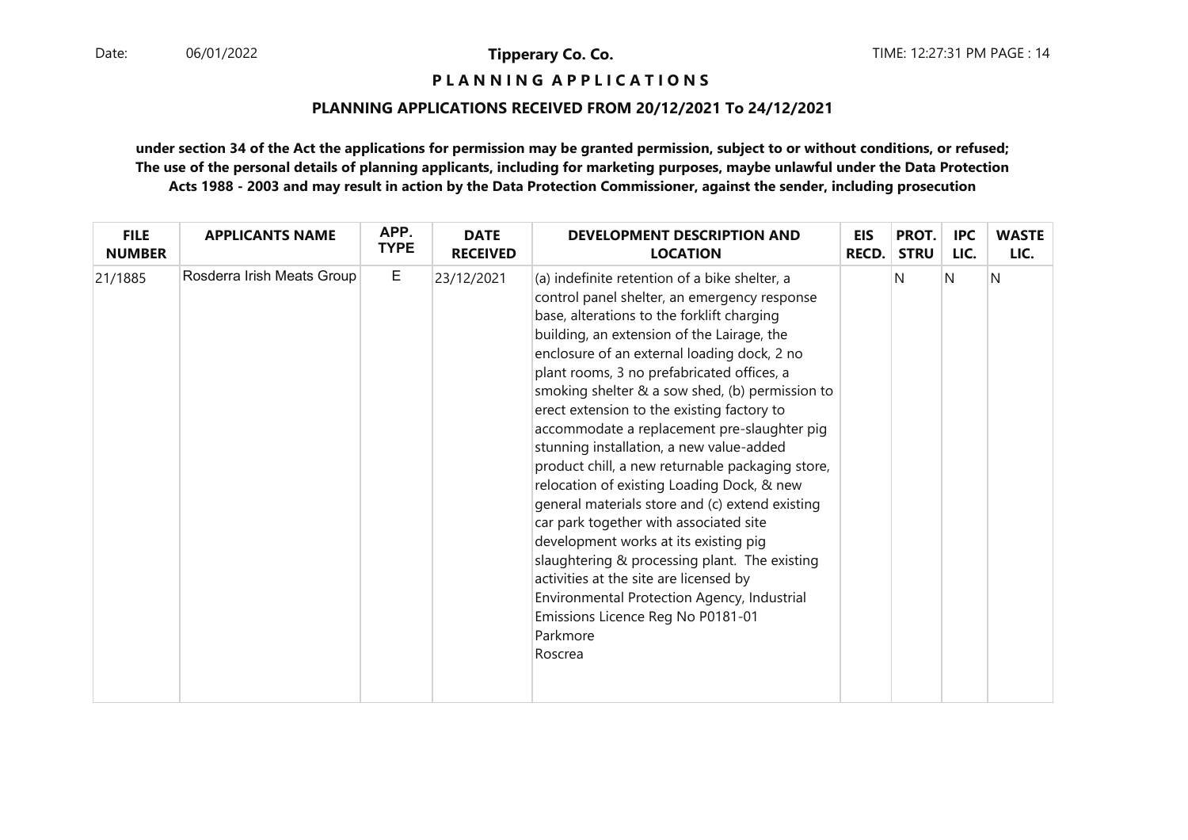**Tipperary Co. Co.**

# P L A N N I N G  A P P L I C A T I O N S

## PLANNING APPLICATIONS RECEIVED FROM 20/12/2021 To 24/12/2021

**under section 34 of the Act the applications for permission may be granted permission, subject to or without conditions, or refused; The use of the personal details of planning applicants, including for marketing purposes, maybe unlawful under the Data Protection Acts 1988 - 2003 and may result in action by the Data Protection Commissioner, against the sender, including prosecution**

| FILE NUMBER | APPLICANTS NAME | APP. TYPE | DATE RECEIVED | DEVELOPMENT DESCRIPTION AND LOCATION | EIS RECD. | PROT. STRU | IPC LIC. | WASTE LIC. |
|---|---|---|---|---|---|---|---|---|
| 21/1885 | Rosderra Irish Meats Group | E | 23/12/2021 | (a) indefinite retention of a bike shelter, a control panel shelter, an emergency response base, alterations to the forklift charging building, an extension of the Lairage, the enclosure of an external loading dock, 2 no plant rooms, 3 no prefabricated offices, a smoking shelter & a sow shed, (b) permission to erect extension to the existing factory to accommodate a replacement pre-slaughter pig stunning installation, a new value-added product chill, a new returnable packaging store, relocation of existing Loading Dock, & new general materials store and (c) extend existing car park together with associated site development works at its existing pig slaughtering & processing plant. The existing activities at the site are licensed by Environmental Protection Agency, Industrial Emissions Licence Reg No P0181-01<br>Parkmore<br>Roscrea | | N | N | N |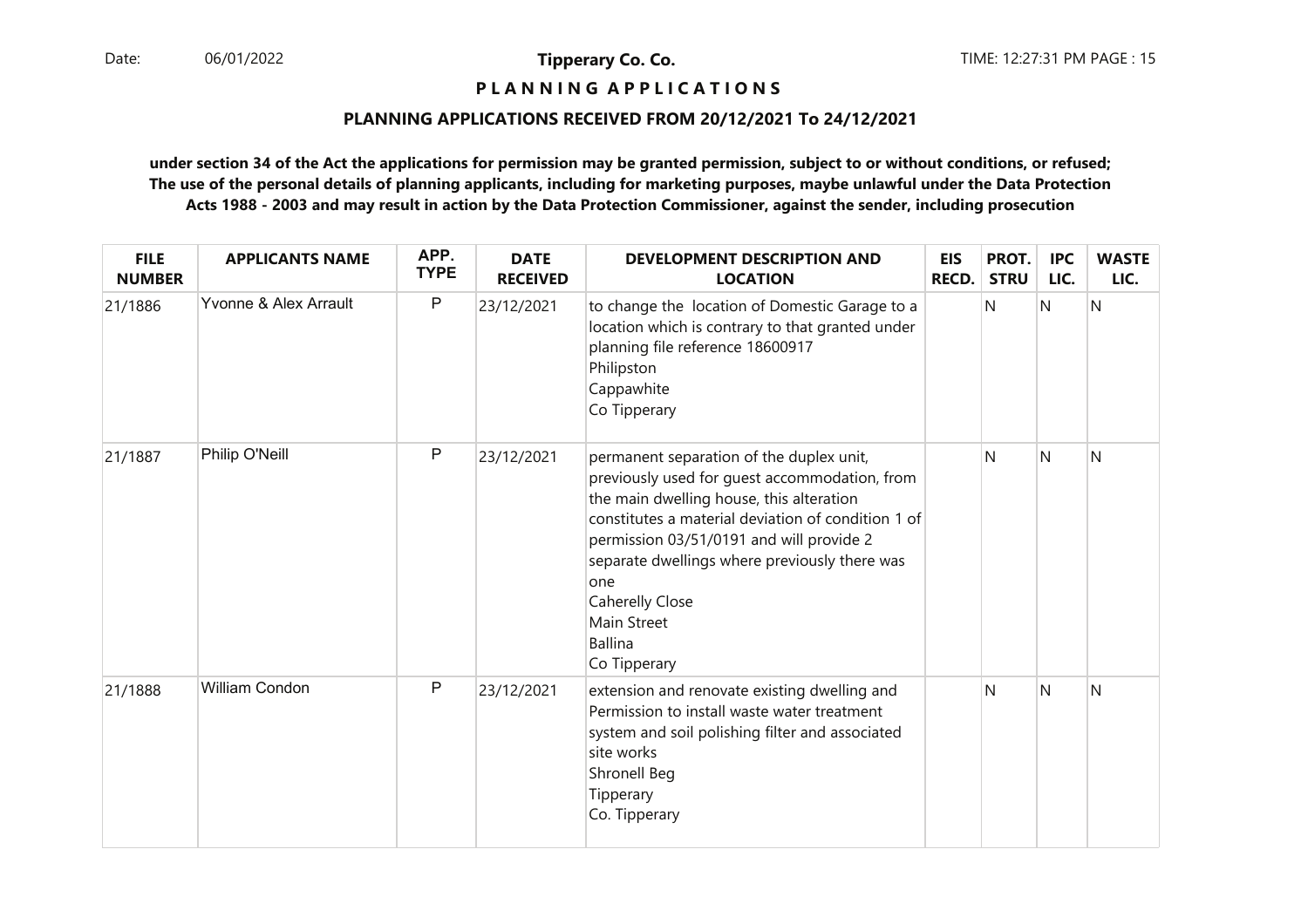**Tipperary Co. Co.**

**P L A N N I N G A P P L I C A T I O N S**

**PLANNING APPLICATIONS RECEIVED FROM 20/12/2021 To 24/12/2021**

**under section 34 of the Act the applications for permission may be granted permission, subject to or without conditions, or refused; The use of the personal details of planning applicants, including for marketing purposes, maybe unlawful under the Data Protection Acts 1988 - 2003 and may result in action by the Data Protection Commissioner, against the sender, including prosecution**

| FILE NUMBER | APPLICANTS NAME | APP. TYPE | DATE RECEIVED | DEVELOPMENT DESCRIPTION AND LOCATION | EIS RECD. | PROT. STRU | IPC LIC. | WASTE LIC. |
|---|---|---|---|---|---|---|---|---|
| 21/1886 | Yvonne & Alex Arrault | P | 23/12/2021 | to change the location of Domestic Garage to a location which is contrary to that granted under planning file reference 18600917<br>Philipston<br>Cappawhite<br>Co Tipperary | | N | N | N |
| 21/1887 | Philip O'Neill | P | 23/12/2021 | permanent separation of the duplex unit, previously used for guest accommodation, from the main dwelling house, this alteration constitutes a material deviation of condition 1 of permission 03/51/0191 and will provide 2 separate dwellings where previously there was one<br>Caherelly Close<br>Main Street<br>Ballina<br>Co Tipperary | | N | N | N |
| 21/1888 | William Condon | P | 23/12/2021 | extension and renovate existing dwelling and Permission to install waste water treatment system and soil polishing filter and associated site works<br>Shronell Beg<br>Tipperary<br>Co. Tipperary | | N | N | N |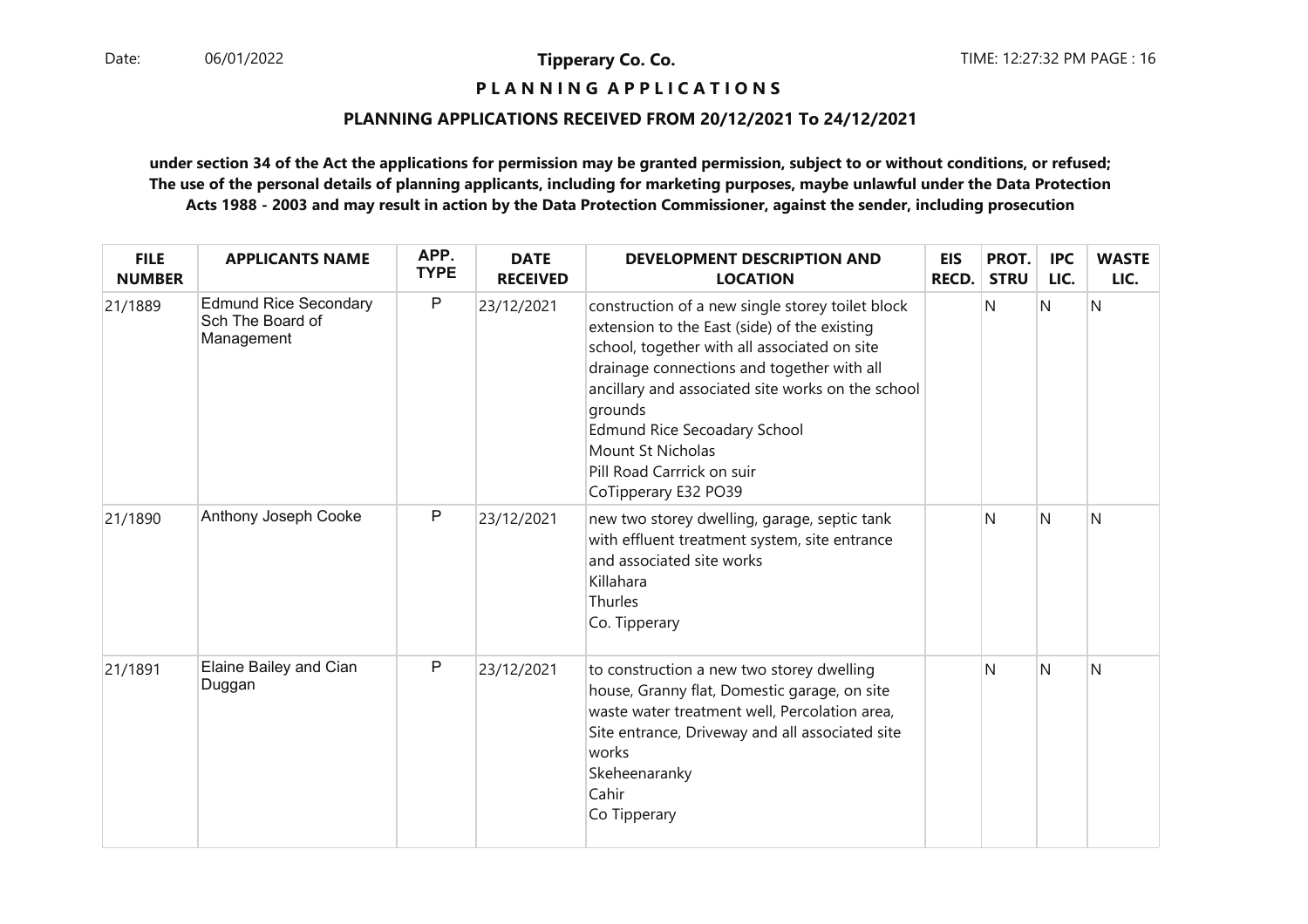**PLANNING APPLICATIONS**

**PLANNING APPLICATIONS RECEIVED FROM 20/12/2021 To 24/12/2021**

**under section 34 of the Act the applications for permission may be granted permission, subject to or without conditions, or refused; The use of the personal details of planning applicants, including for marketing purposes, maybe unlawful under the Data Protection Acts 1988 - 2003 and may result in action by the Data Protection Commissioner, against the sender, including prosecution**

| FILE NUMBER | APPLICANTS NAME | APP. TYPE | DATE RECEIVED | DEVELOPMENT DESCRIPTION AND LOCATION | EIS RECD. | PROT. STRU | IPC LIC. | WASTE LIC. |
|---|---|---|---|---|---|---|---|---|
| 21/1889 | Edmund Rice Secondary Sch The Board of Management | P | 23/12/2021 | construction of a new single storey toilet block extension to the East (side) of the existing school, together with all associated on site drainage connections and together with all ancillary and associated site works on the school grounds<br>Edmund Rice Secoadary School<br>Mount St Nicholas<br>Pill Road Carrrick on suir<br>CoTipperary E32 PO39 | | N | N | N |
| 21/1890 | Anthony Joseph Cooke | P | 23/12/2021 | new two storey dwelling, garage, septic tank with effluent treatment system, site entrance and associated site works<br>Killahara<br>Thurles<br>Co. Tipperary | | N | N | N |
| 21/1891 | Elaine Bailey and Cian Duggan | P | 23/12/2021 | to construction a new two storey dwelling house, Granny flat, Domestic garage, on site waste water treatment well, Percolation area, Site entrance, Driveway and all associated site works<br>Skeheenaranky<br>Cahir<br>Co Tipperary | | N | N | N |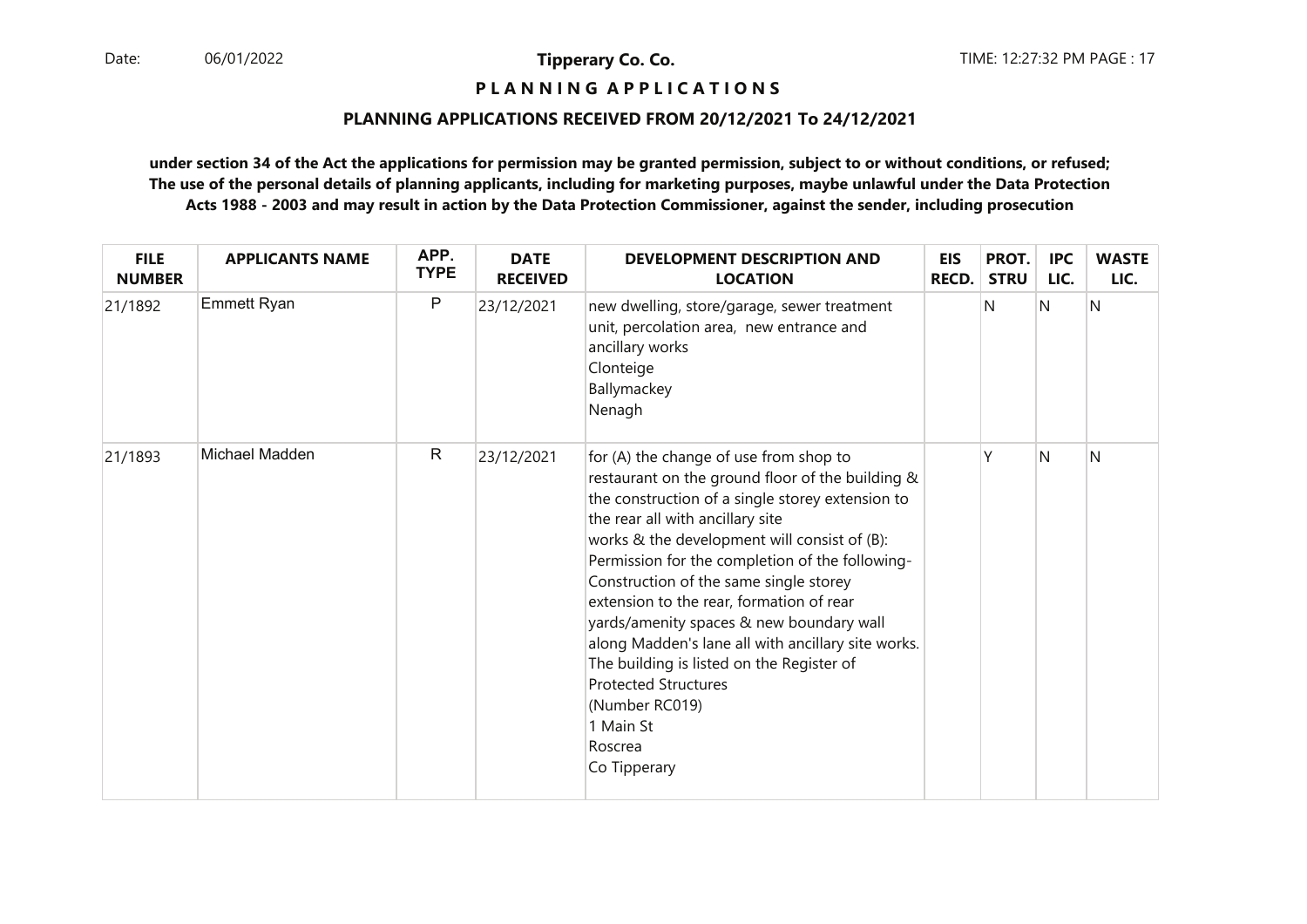**P L A N N I N G A P P L I C A T I O N S**

**PLANNING APPLICATIONS RECEIVED FROM 20/12/2021 To 24/12/2021**

**under section 34 of the Act the applications for permission may be granted permission, subject to or without conditions, or refused; The use of the personal details of planning applicants, including for marketing purposes, maybe unlawful under the Data Protection Acts 1988 - 2003 and may result in action by the Data Protection Commissioner, against the sender, including prosecution**

| FILE NUMBER | APPLICANTS NAME | APP. TYPE | DATE RECEIVED | DEVELOPMENT DESCRIPTION AND LOCATION | EIS RECD. | PROT. STRU | IPC LIC. | WASTE LIC. |
|---|---|---|---|---|---|---|---|---|
| 21/1892 | Emmett Ryan | P | 23/12/2021 | new dwelling, store/garage, sewer treatment unit, percolation area, new entrance and ancillary works<br>Clonteige<br>Ballymackey<br>Nenagh | | N | N | N |
| 21/1893 | Michael Madden | R | 23/12/2021 | for (A) the change of use from shop to restaurant on the ground floor of the building & the construction of a single storey extension to the rear all with ancillary site works & the development will consist of (B): Permission for the completion of the following- Construction of the same single storey extension to the rear, formation of rear yards/amenity spaces & new boundary wall along Madden's lane all with ancillary site works. The building is listed on the Register of Protected Structures (Number RC019)<br>1 Main St<br>Roscrea<br>Co Tipperary | | Y | N | N |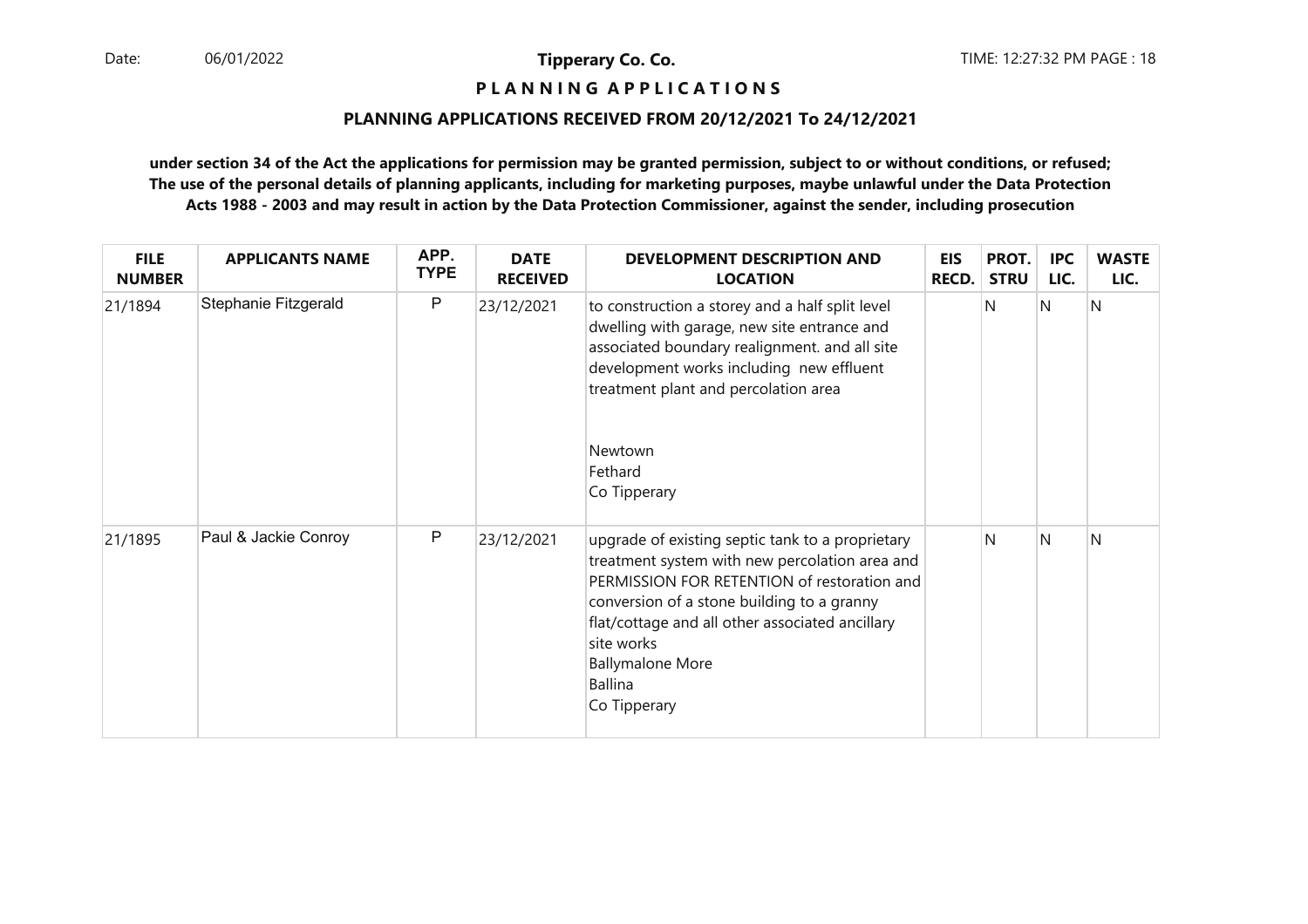**P L A N N I N G A P P L I C A T I O N S**

**PLANNING APPLICATIONS RECEIVED FROM 20/12/2021 To 24/12/2021**

**under section 34 of the Act the applications for permission may be granted permission, subject to or without conditions, or refused; The use of the personal details of planning applicants, including for marketing purposes, maybe unlawful under the Data Protection Acts 1988 - 2003 and may result in action by the Data Protection Commissioner, against the sender, including prosecution**

| FILE NUMBER | APPLICANTS NAME | APP. TYPE | DATE RECEIVED | DEVELOPMENT DESCRIPTION AND LOCATION | EIS RECD. | PROT. STRU | IPC LIC. | WASTE LIC. |
|---|---|---|---|---|---|---|---|---|
| 21/1894 | Stephanie Fitzgerald | P | 23/12/2021 | to construction a storey and a half split level dwelling with garage, new site entrance and associated boundary realignment. and all site development works including new effluent treatment plant and percolation area<br><br>Newtown<br>Fethard<br>Co Tipperary | | N | N | N |
| 21/1895 | Paul & Jackie Conroy | P | 23/12/2021 | upgrade of existing septic tank to a proprietary treatment system with new percolation area and PERMISSION FOR RETENTION of restoration and conversion of a stone building to a granny flat/cottage and all other associated ancillary site works<br>Ballymalone More<br>Ballina<br>Co Tipperary | | N | N | N |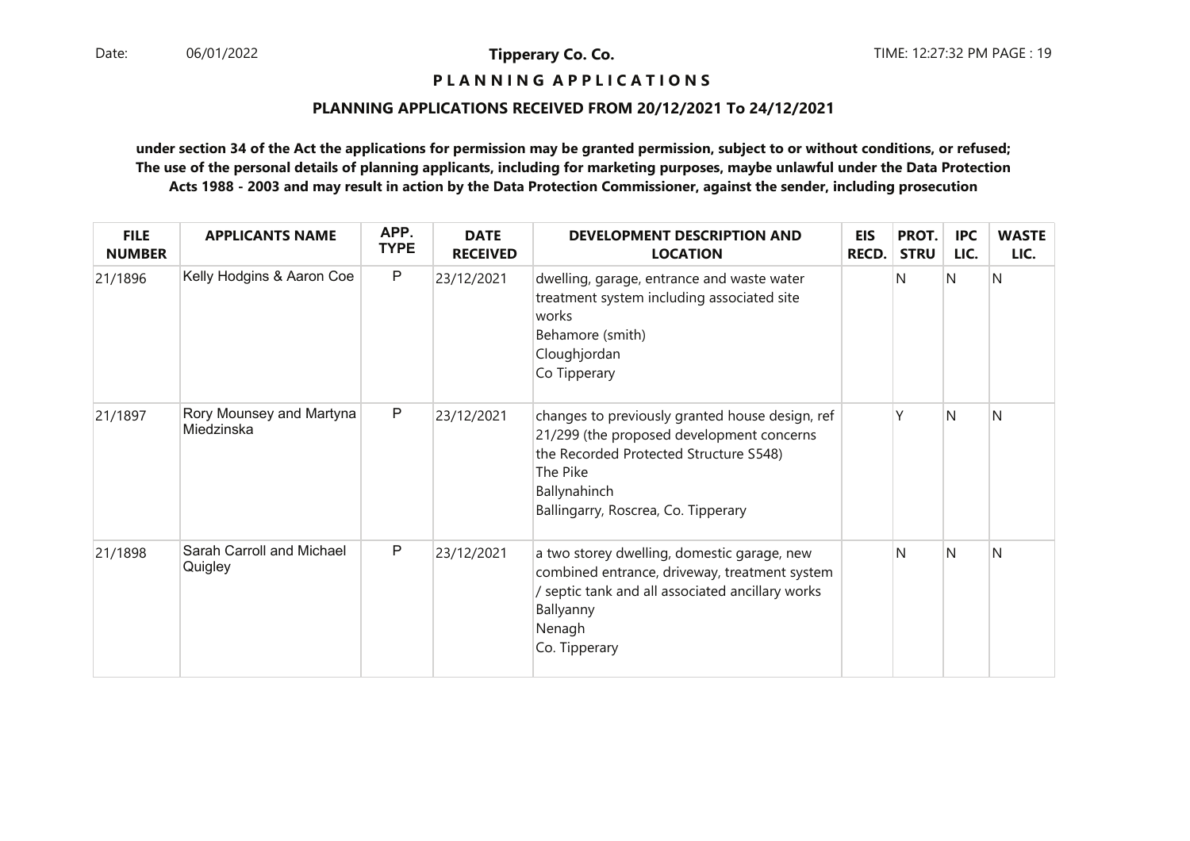# P L A N N I N G  A P P L I C A T I O N S

## PLANNING APPLICATIONS RECEIVED FROM 20/12/2021 To 24/12/2021

**under section 34 of the Act the applications for permission may be granted permission, subject to or without conditions, or refused; The use of the personal details of planning applicants, including for marketing purposes, maybe unlawful under the Data Protection Acts 1988 - 2003 and may result in action by the Data Protection Commissioner, against the sender, including prosecution**

| FILE NUMBER | APPLICANTS NAME | APP. TYPE | DATE RECEIVED | DEVELOPMENT DESCRIPTION AND LOCATION | EIS RECD. | PROT. STRU | IPC LIC. | WASTE LIC. |
|---|---|---|---|---|---|---|---|---|
| 21/1896 | Kelly Hodgins & Aaron Coe | P | 23/12/2021 | dwelling, garage, entrance and waste water treatment system including associated site works<br>Behamore (smith)<br>Cloughjordan<br>Co Tipperary | | N | N | N |
| 21/1897 | Rory Mounsey and Martyna Miedzinska | P | 23/12/2021 | changes to previously granted house design, ref 21/299 (the proposed development concerns the Recorded Protected Structure S548)<br>The Pike<br>Ballynahinch<br>Ballingarry, Roscrea, Co. Tipperary | | Y | N | N |
| 21/1898 | Sarah Carroll and Michael Quigley | P | 23/12/2021 | a two storey dwelling, domestic garage, new combined entrance, driveway, treatment system / septic tank and all associated ancillary works<br>Ballyanny<br>Nenagh<br>Co. Tipperary | | N | N | N |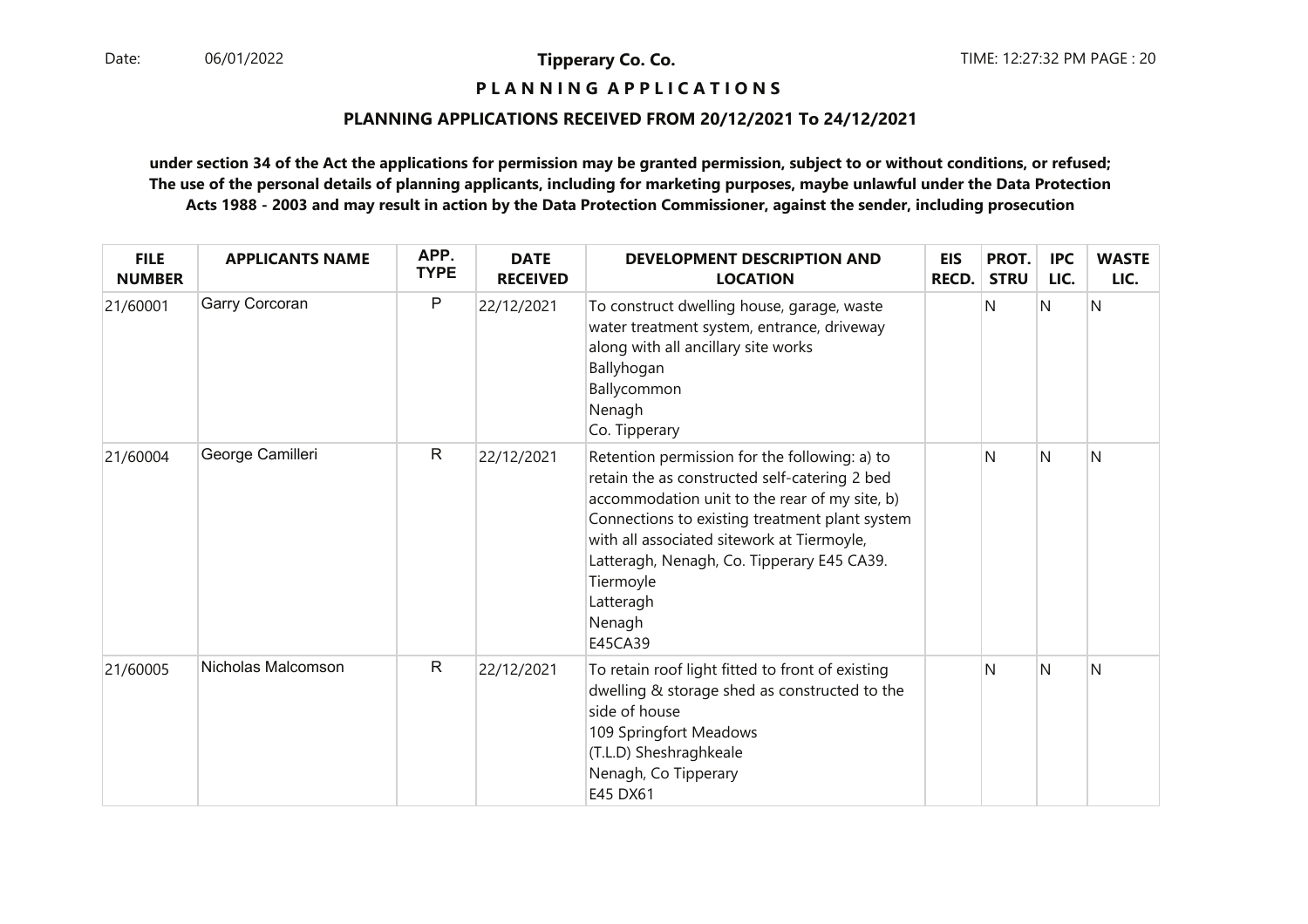**Tipperary Co. Co.**

**P L A N N I N G   A P P L I C A T I O N S**

**PLANNING APPLICATIONS RECEIVED FROM 20/12/2021 To 24/12/2021**

**under section 34 of the Act the applications for permission may be granted permission, subject to or without conditions, or refused; The use of the personal details of planning applicants, including for marketing purposes, maybe unlawful under the Data Protection Acts 1988 - 2003 and may result in action by the Data Protection Commissioner, against the sender, including prosecution**

| FILE NUMBER | APPLICANTS NAME | APP. TYPE | DATE RECEIVED | DEVELOPMENT DESCRIPTION AND LOCATION | EIS RECD. | PROT. STRU | IPC LIC. | WASTE LIC. |
|---|---|---|---|---|---|---|---|---|
| 21/60001 | Garry Corcoran | P | 22/12/2021 | To construct dwelling house, garage, waste water treatment system, entrance, driveway along with all ancillary site works<br>Ballyhogan<br>Ballycommon<br>Nenagh<br>Co. Tipperary | | N | N | N |
| 21/60004 | George Camilleri | R | 22/12/2021 | Retention permission for the following: a) to retain the as constructed self-catering 2 bed accommodation unit to the rear of my site, b) Connections to existing treatment plant system with all associated sitework at Tiermoyle, Latteragh, Nenagh, Co. Tipperary E45 CA39.<br>Tiermoyle<br>Latteragh<br>Nenagh<br>E45CA39 | | N | N | N |
| 21/60005 | Nicholas Malcomson | R | 22/12/2021 | To retain roof light fitted to front of existing dwelling & storage shed as constructed to the side of house<br>109 Springfort Meadows<br>(T.L.D) Sheshraghkeale<br>Nenagh, Co Tipperary<br>E45 DX61 | | N | N | N |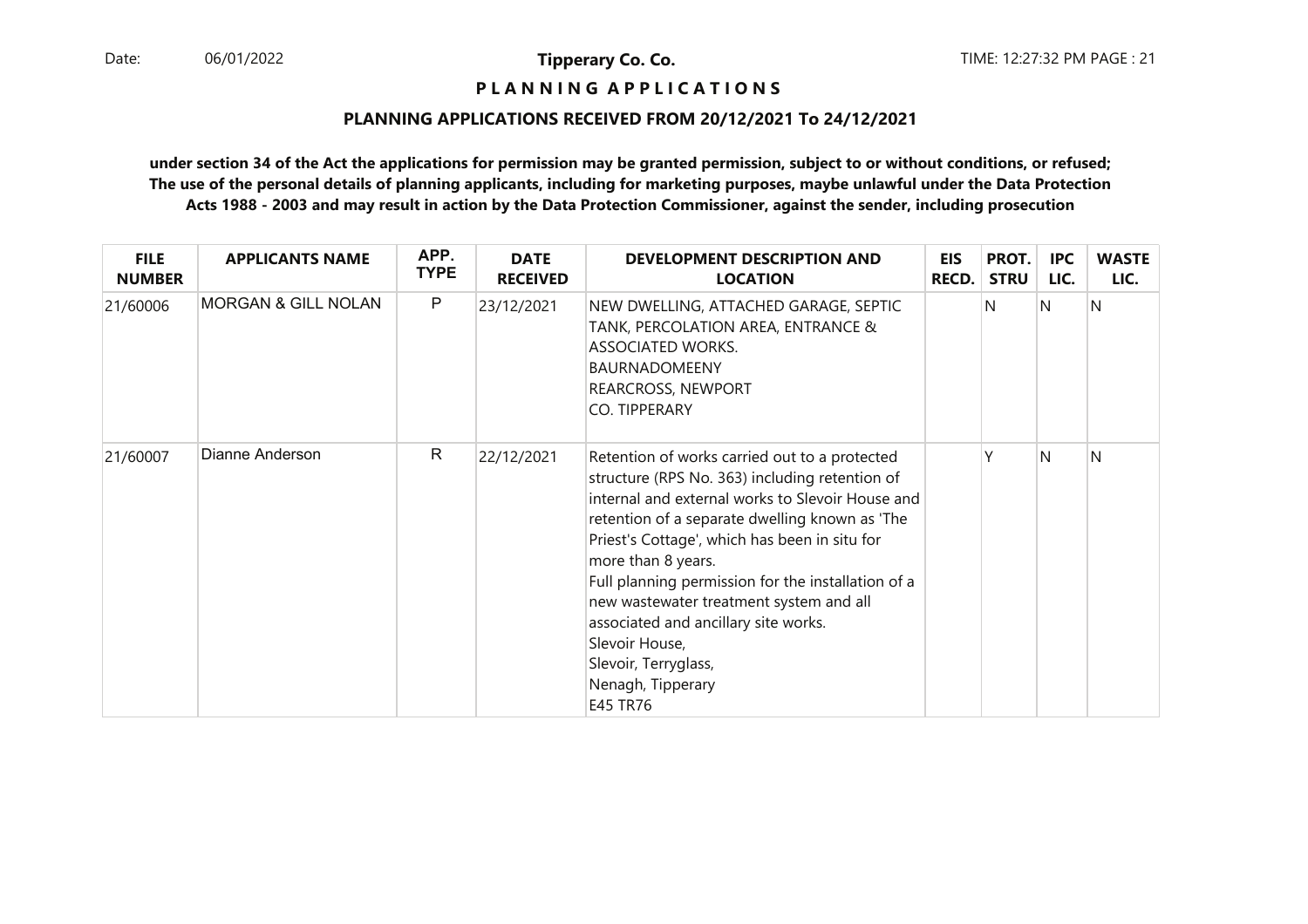**PLANNING APPLICATIONS**

**PLANNING APPLICATIONS RECEIVED FROM 20/12/2021 To 24/12/2021**

**under section 34 of the Act the applications for permission may be granted permission, subject to or without conditions, or refused; The use of the personal details of planning applicants, including for marketing purposes, maybe unlawful under the Data Protection Acts 1988 - 2003 and may result in action by the Data Protection Commissioner, against the sender, including prosecution**

| FILE NUMBER | APPLICANTS NAME | APP. TYPE | DATE RECEIVED | DEVELOPMENT DESCRIPTION AND LOCATION | EIS RECD. | PROT. STRU | IPC LIC. | WASTE LIC. |
|---|---|---|---|---|---|---|---|---|
| 21/60006 | MORGAN & GILL NOLAN | P | 23/12/2021 | NEW DWELLING, ATTACHED GARAGE, SEPTIC TANK, PERCOLATION AREA, ENTRANCE & ASSOCIATED WORKS.<br>BAURNADOMEENY<br>REARCROSS, NEWPORT<br>CO. TIPPERARY | | N | N | N |
| 21/60007 | Dianne Anderson | R | 22/12/2021 | Retention of works carried out to a protected structure (RPS No. 363) including retention of internal and external works to Slevoir House and retention of a separate dwelling known as 'The Priest's Cottage', which has been in situ for more than 8 years.<br>Full planning permission for the installation of a new wastewater treatment system and all associated and ancillary site works.<br>Slevoir House,<br>Slevoir, Terryglass,<br>Nenagh, Tipperary<br>E45 TR76 | | Y | N | N |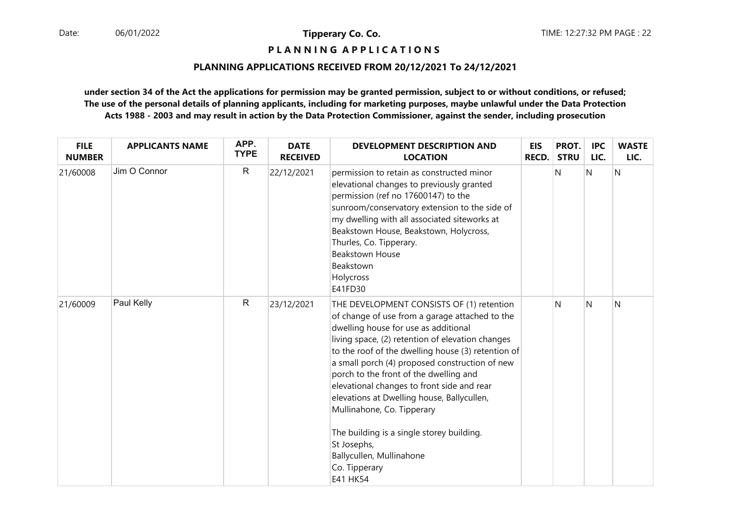# P L A N N I N G A P P L I C A T I O N S

## PLANNING APPLICATIONS RECEIVED FROM 20/12/2021 To 24/12/2021

**under section 34 of the Act the applications for permission may be granted permission, subject to or without conditions, or refused; The use of the personal details of planning applicants, including for marketing purposes, maybe unlawful under the Data Protection Acts 1988 - 2003 and may result in action by the Data Protection Commissioner, against the sender, including prosecution**

| FILE NUMBER | APPLICANTS NAME | APP. TYPE | DATE RECEIVED | DEVELOPMENT DESCRIPTION AND LOCATION | EIS RECD. | PROT. STRU | IPC LIC. | WASTE LIC. |
|---|---|---|---|---|---|---|---|---|
| 21/60008 | Jim O Connor | R | 22/12/2021 | permission to retain as constructed minor elevational changes to previously granted permission (ref no 17600147) to the sunroom/conservatory extension to the side of my dwelling with all associated siteworks at Beakstown House, Beakstown, Holycross, Thurles, Co. Tipperary.<br>Beakstown House<br>Beakstown<br>Holycross<br>E41FD30 | | N | N | N |
| 21/60009 | Paul Kelly | R | 23/12/2021 | THE DEVELOPMENT CONSISTS OF (1) retention of change of use from a garage attached to the dwelling house for use as additional living space, (2) retention of elevation changes to the roof of the dwelling house (3) retention of a small porch (4) proposed construction of new porch to the front of the dwelling and elevational changes to front side and rear elevations at Dwelling house, Ballycullen, Mullinahone, Co. Tipperary<br><br>The building is a single storey building.<br>St Josephs,<br>Ballycullen, Mullinahone<br>Co. Tipperary<br>E41 HK54 | | N | N | N |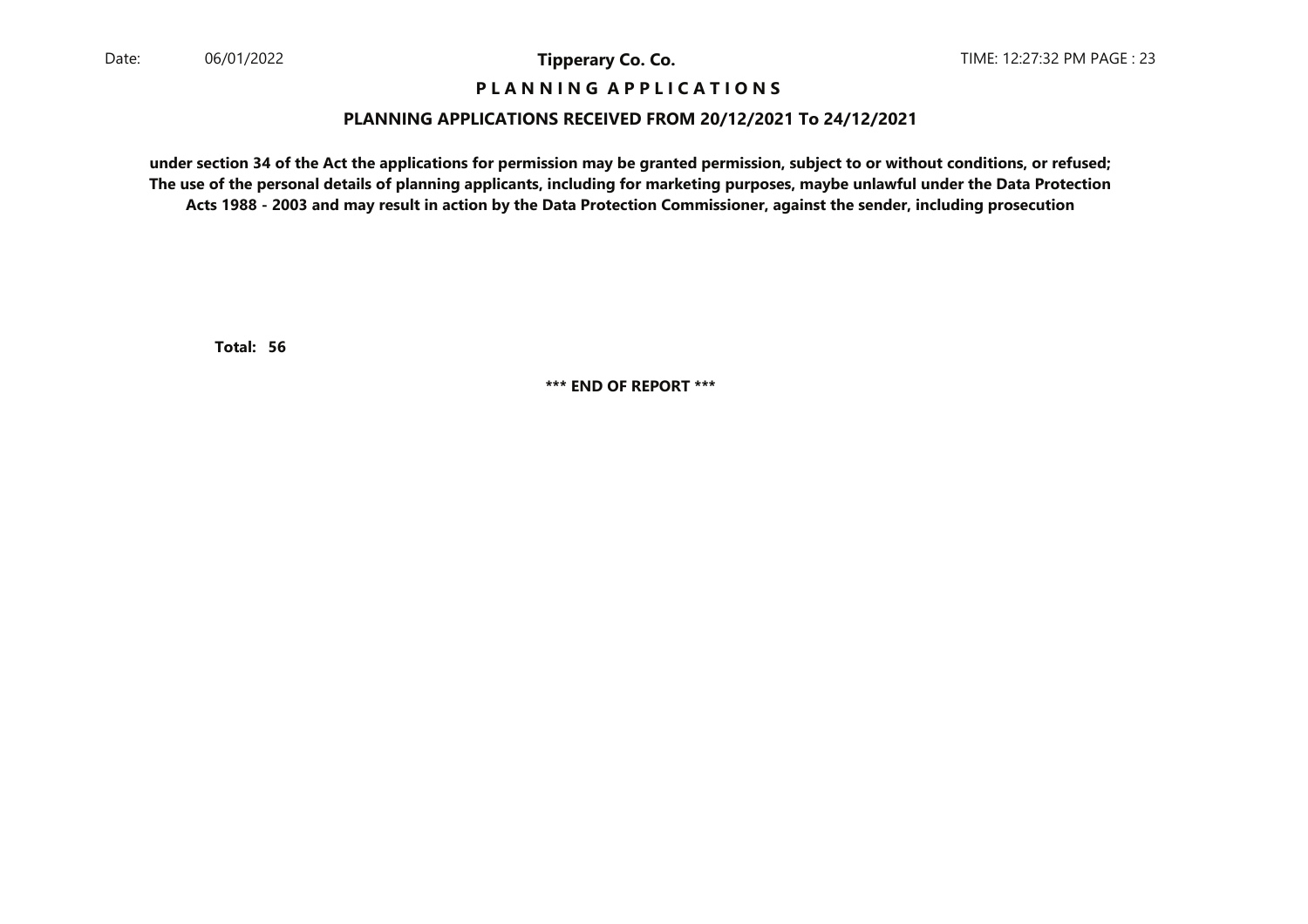**PLANNING APPLICATIONS**

**PLANNING APPLICATIONS RECEIVED FROM 20/12/2021 To 24/12/2021**

**under section 34 of the Act the applications for permission may be granted permission, subject to or without conditions, or refused; The use of the personal details of planning applicants, including for marketing purposes, maybe unlawful under the Data Protection Acts 1988 - 2003 and may result in action by the Data Protection Commissioner, against the sender, including prosecution**

**Total: 56**

**\*\*\* END OF REPORT \*\*\***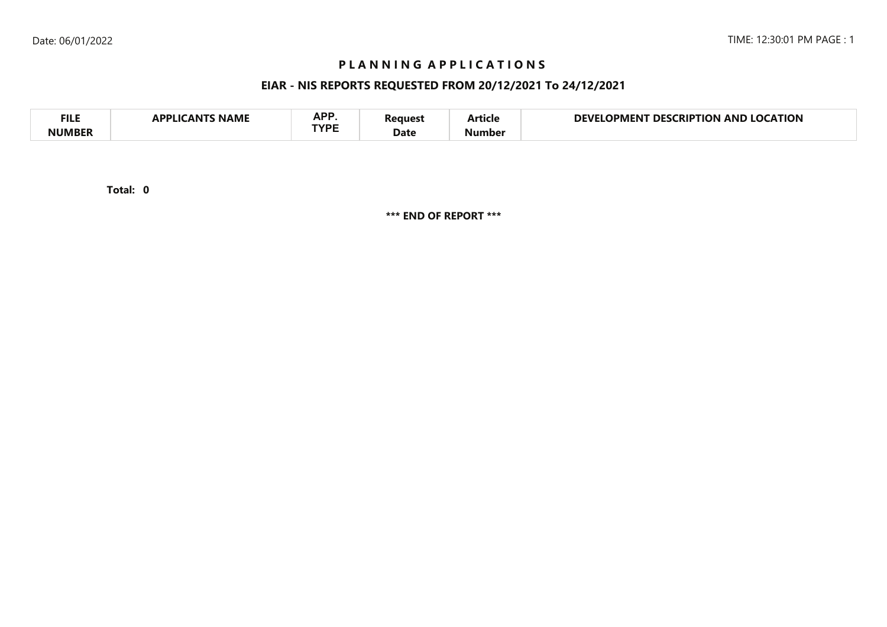# P L A N N I N G   A P P L I C A T I O N S

## EIAR - NIS REPORTS REQUESTED FROM 20/12/2021 To 24/12/2021

| FILE NUMBER | APPLICANTS NAME | APP. TYPE | Request Date | Article Number | DEVELOPMENT DESCRIPTION AND LOCATION |
|---|---|---|---|---|---|

**Total: 0**

**\*\*\* END OF REPORT \*\*\***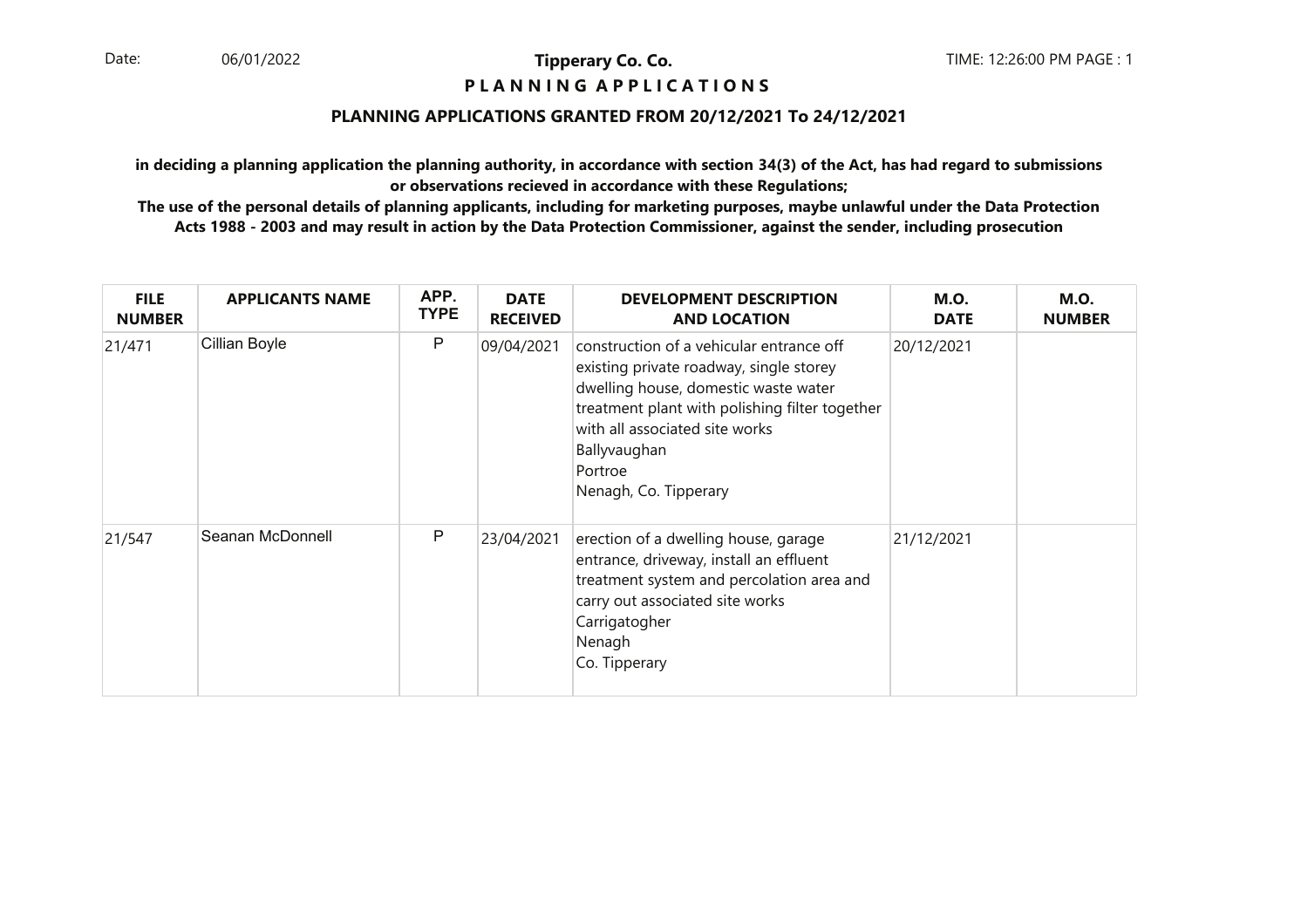Date: 06/01/2022

**Tipperary Co. Co.**

**P L A N N I N G A P P L I C A T I O N S**

TIME: 12:26:00 PM PAGE : 1

## PLANNING APPLICATIONS GRANTED FROM 20/12/2021 To 24/12/2021

**in deciding a planning application the planning authority, in accordance with section 34(3) of the Act, has had regard to submissions or observations recieved in accordance with these Regulations;**

**The use of the personal details of planning applicants, including for marketing purposes, maybe unlawful under the Data Protection Acts 1988 - 2003 and may result in action by the Data Protection Commissioner, against the sender, including prosecution**

| FILE NUMBER | APPLICANTS NAME | APP. TYPE | DATE RECEIVED | DEVELOPMENT DESCRIPTION AND LOCATION | M.O. DATE | M.O. NUMBER |
|---|---|---|---|---|---|---|
| 21/471 | Cillian Boyle | P | 09/04/2021 | construction of a vehicular entrance off existing private roadway, single storey dwelling house, domestic waste water treatment plant with polishing filter together with all associated site works<br>Ballyvaughan<br>Portroe<br>Nenagh, Co. Tipperary | 20/12/2021 | |
| 21/547 | Seanan McDonnell | P | 23/04/2021 | erection of a dwelling house, garage entrance, driveway, install an effluent treatment system and percolation area and carry out associated site works<br>Carrigatogher<br>Nenagh<br>Co. Tipperary | 21/12/2021 | |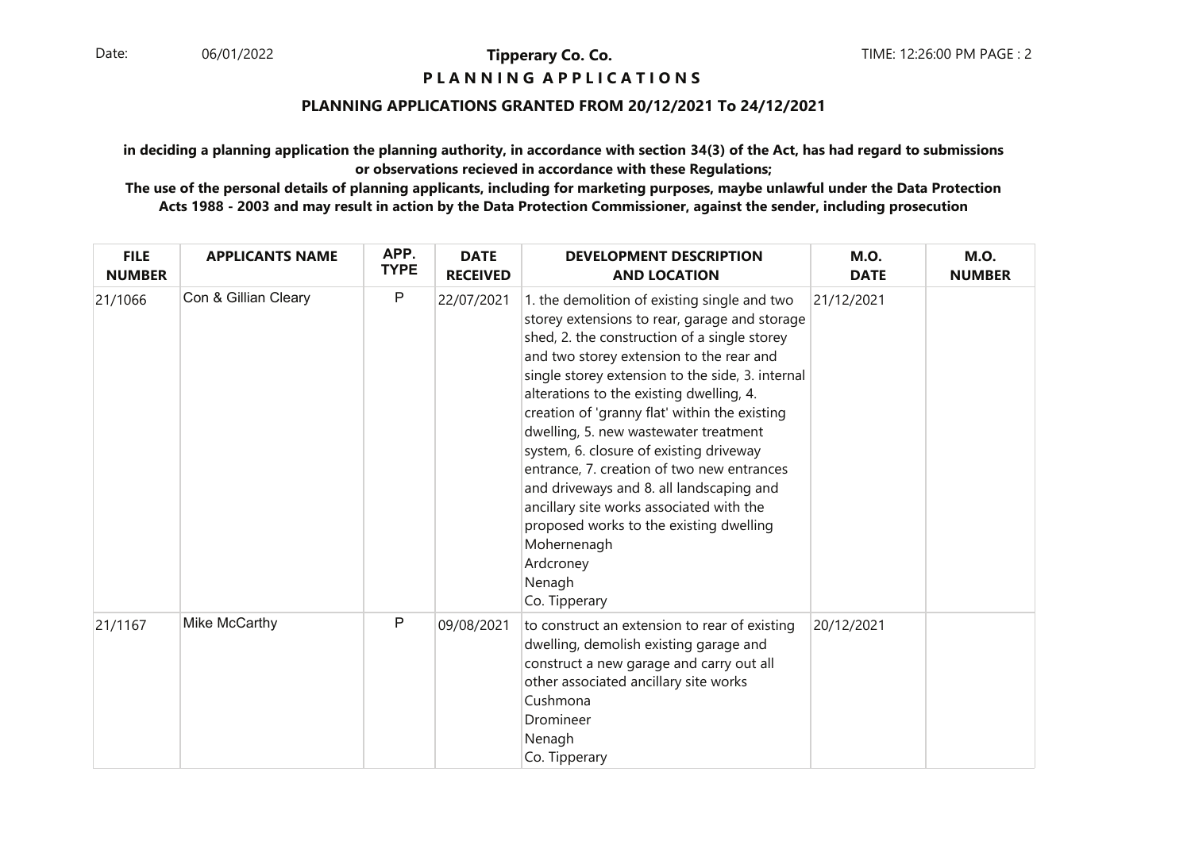**Tipperary Co. Co.**

**P L A N N I N G A P P L I C A T I O N S**

**PLANNING APPLICATIONS GRANTED FROM 20/12/2021 To 24/12/2021**

**in deciding a planning application the planning authority, in accordance with section 34(3) of the Act, has had regard to submissions or observations recieved in accordance with these Regulations;**

**The use of the personal details of planning applicants, including for marketing purposes, maybe unlawful under the Data Protection Acts 1988 - 2003 and may result in action by the Data Protection Commissioner, against the sender, including prosecution**

| FILE NUMBER | APPLICANTS NAME | APP. TYPE | DATE RECEIVED | DEVELOPMENT DESCRIPTION AND LOCATION | M.O. DATE | M.O. NUMBER |
|---|---|---|---|---|---|---|
| 21/1066 | Con & Gillian Cleary | P | 22/07/2021 | 1. the demolition of existing single and two storey extensions to rear, garage and storage shed, 2. the construction of a single storey and two storey extension to the rear and single storey extension to the side, 3. internal alterations to the existing dwelling, 4. creation of 'granny flat' within the existing dwelling, 5. new wastewater treatment system, 6. closure of existing driveway entrance, 7. creation of two new entrances and driveways and 8. all landscaping and ancillary site works associated with the proposed works to the existing dwelling Mohernenagh Ardcroney Nenagh Co. Tipperary | 21/12/2021 | |
| 21/1167 | Mike McCarthy | P | 09/08/2021 | to construct an extension to rear of existing dwelling, demolish existing garage and construct a new garage and carry out all other associated ancillary site works Cushmona Dromineer Nenagh Co. Tipperary | 20/12/2021 | |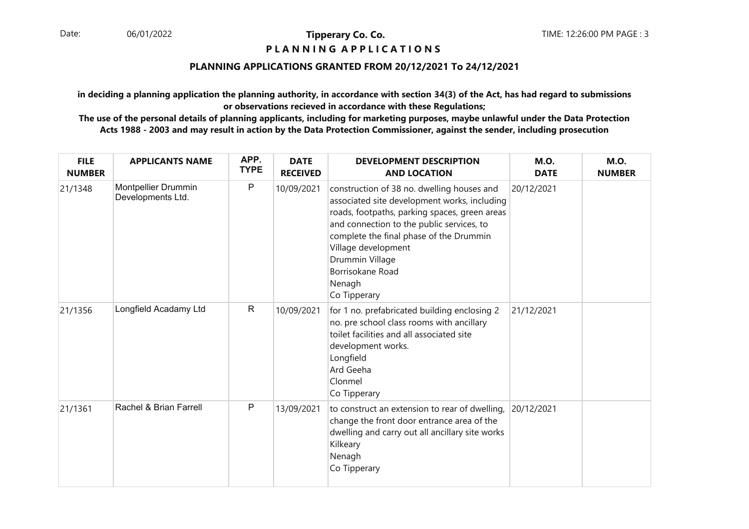**Tipperary Co. Co.**

**P L A N N I N G A P P L I C A T I O N S**

**PLANNING APPLICATIONS GRANTED FROM 20/12/2021 To 24/12/2021**

**in deciding a planning application the planning authority, in accordance with section 34(3) of the Act, has had regard to submissions or observations recieved in accordance with these Regulations;**

**The use of the personal details of planning applicants, including for marketing purposes, maybe unlawful under the Data Protection Acts 1988 - 2003 and may result in action by the Data Protection Commissioner, against the sender, including prosecution**

| FILE NUMBER | APPLICANTS NAME | APP. TYPE | DATE RECEIVED | DEVELOPMENT DESCRIPTION AND LOCATION | M.O. DATE | M.O. NUMBER |
|---|---|---|---|---|---|---|
| 21/1348 | Montpellier Drummin Developments Ltd. | P | 10/09/2021 | construction of 38 no. dwelling houses and associated site development works, including roads, footpaths, parking spaces, green areas and connection to the public services, to complete the final phase of the Drummin Village development<br>Drummin Village<br>Borrisokane Road<br>Nenagh<br>Co Tipperary | 20/12/2021 | |
| 21/1356 | Longfield Acadamy Ltd | R | 10/09/2021 | for 1 no. prefabricated building enclosing 2 no. pre school class rooms with ancillary toilet facilities and all associated site development works.<br>Longfield<br>Ard Geeha<br>Clonmel<br>Co Tipperary | 21/12/2021 | |
| 21/1361 | Rachel & Brian Farrell | P | 13/09/2021 | to construct an extension to rear of dwelling, change the front door entrance area of the dwelling and carry out all ancillary site works<br>Kilkeary<br>Nenagh<br>Co Tipperary | 20/12/2021 | |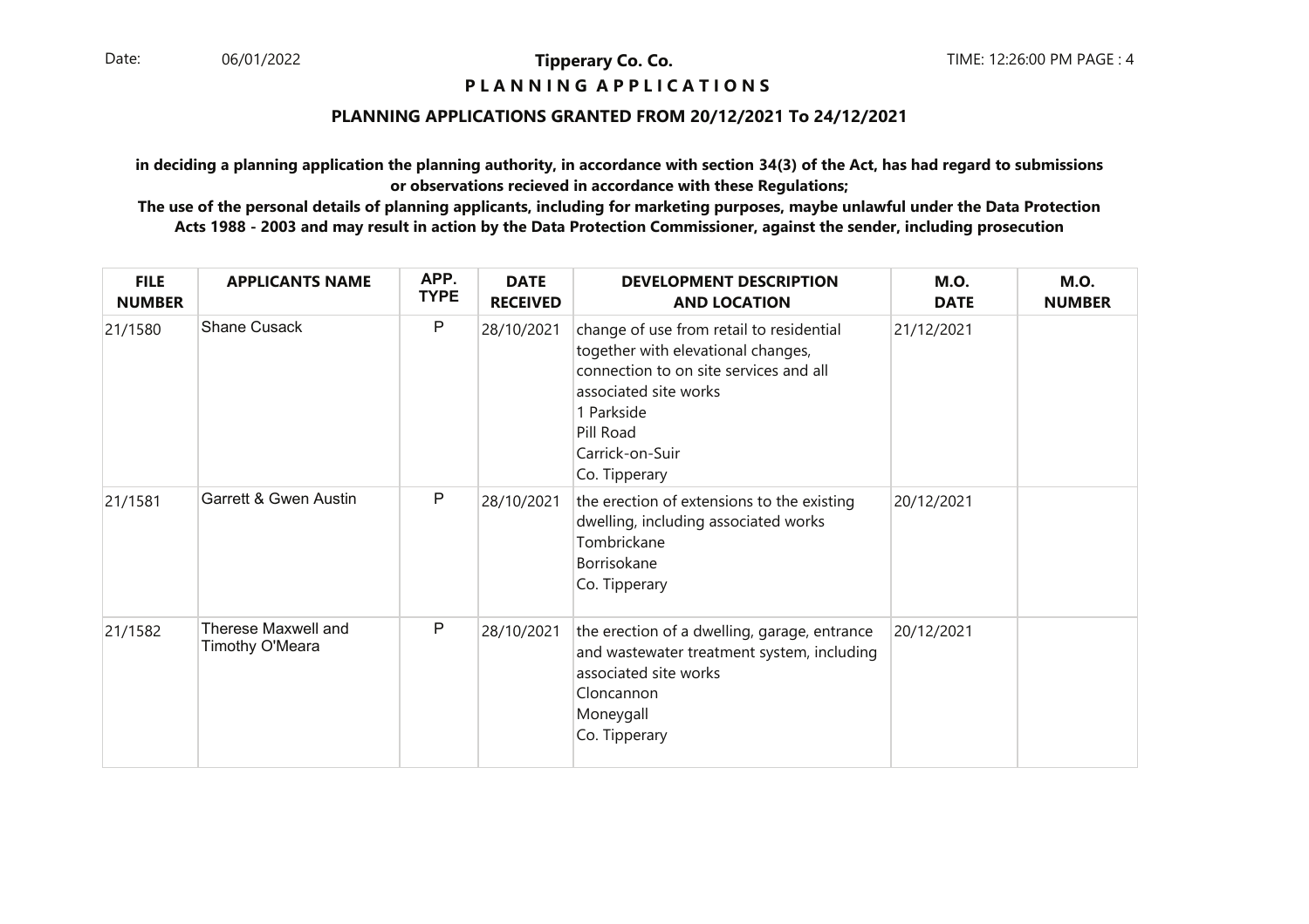**Tipperary Co. Co.**

**P L A N N I N G   A P P L I C A T I O N S**

**PLANNING APPLICATIONS GRANTED FROM 20/12/2021 To 24/12/2021**

**in deciding a planning application the planning authority, in accordance with section 34(3) of the Act, has had regard to submissions or observations recieved in accordance with these Regulations;**

**The use of the personal details of planning applicants, including for marketing purposes, maybe unlawful under the Data Protection Acts 1988 - 2003 and may result in action by the Data Protection Commissioner, against the sender, including prosecution**

| FILE NUMBER | APPLICANTS NAME | APP. TYPE | DATE RECEIVED | DEVELOPMENT DESCRIPTION AND LOCATION | M.O. DATE | M.O. NUMBER |
|---|---|---|---|---|---|---|
| 21/1580 | Shane Cusack | P | 28/10/2021 | change of use from retail to residential together with elevational changes, connection to on site services and all associated site works<br>1 Parkside<br>Pill Road<br>Carrick-on-Suir<br>Co. Tipperary | 21/12/2021 | |
| 21/1581 | Garrett & Gwen Austin | P | 28/10/2021 | the erection of extensions to the existing dwelling, including associated works<br>Tombrickane<br>Borrisokane<br>Co. Tipperary | 20/12/2021 | |
| 21/1582 | Therese Maxwell and Timothy O'Meara | P | 28/10/2021 | the erection of a dwelling, garage, entrance and wastewater treatment system, including associated site works<br>Cloncannon<br>Moneygall<br>Co. Tipperary | 20/12/2021 | |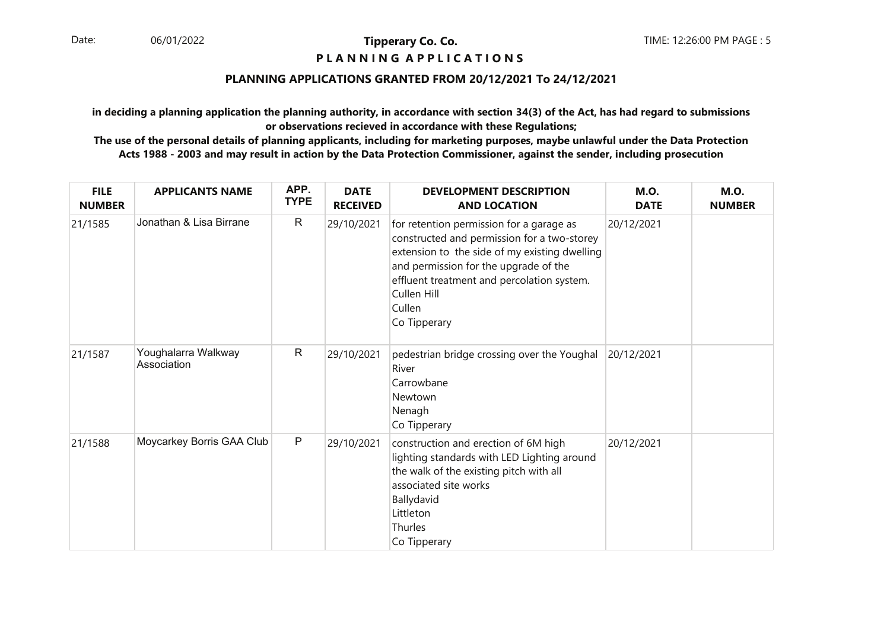**Tipperary Co. Co.**

**P L A N N I N G A P P L I C A T I O N S**

**PLANNING APPLICATIONS GRANTED FROM 20/12/2021 To 24/12/2021**

**in deciding a planning application the planning authority, in accordance with section 34(3) of the Act, has had regard to submissions or observations recieved in accordance with these Regulations;**

**The use of the personal details of planning applicants, including for marketing purposes, maybe unlawful under the Data Protection Acts 1988 - 2003 and may result in action by the Data Protection Commissioner, against the sender, including prosecution**

| FILE NUMBER | APPLICANTS NAME | APP. TYPE | DATE RECEIVED | DEVELOPMENT DESCRIPTION AND LOCATION | M.O. DATE | M.O. NUMBER |
|---|---|---|---|---|---|---|
| 21/1585 | Jonathan & Lisa Birrane | R | 29/10/2021 | for retention permission for a garage as constructed and permission for a two-storey extension to the side of my existing dwelling and permission for the upgrade of the effluent treatment and percolation system.<br>Cullen Hill<br>Cullen<br>Co Tipperary | 20/12/2021 | |
| 21/1587 | Youghalarra Walkway Association | R | 29/10/2021 | pedestrian bridge crossing over the Youghal River<br>Carrowbane<br>Newtown<br>Nenagh<br>Co Tipperary | 20/12/2021 | |
| 21/1588 | Moycarkey Borris GAA Club | P | 29/10/2021 | construction and erection of 6M high lighting standards with LED Lighting around the walk of the existing pitch with all associated site works<br>Ballydavid<br>Littleton<br>Thurles<br>Co Tipperary | 20/12/2021 | |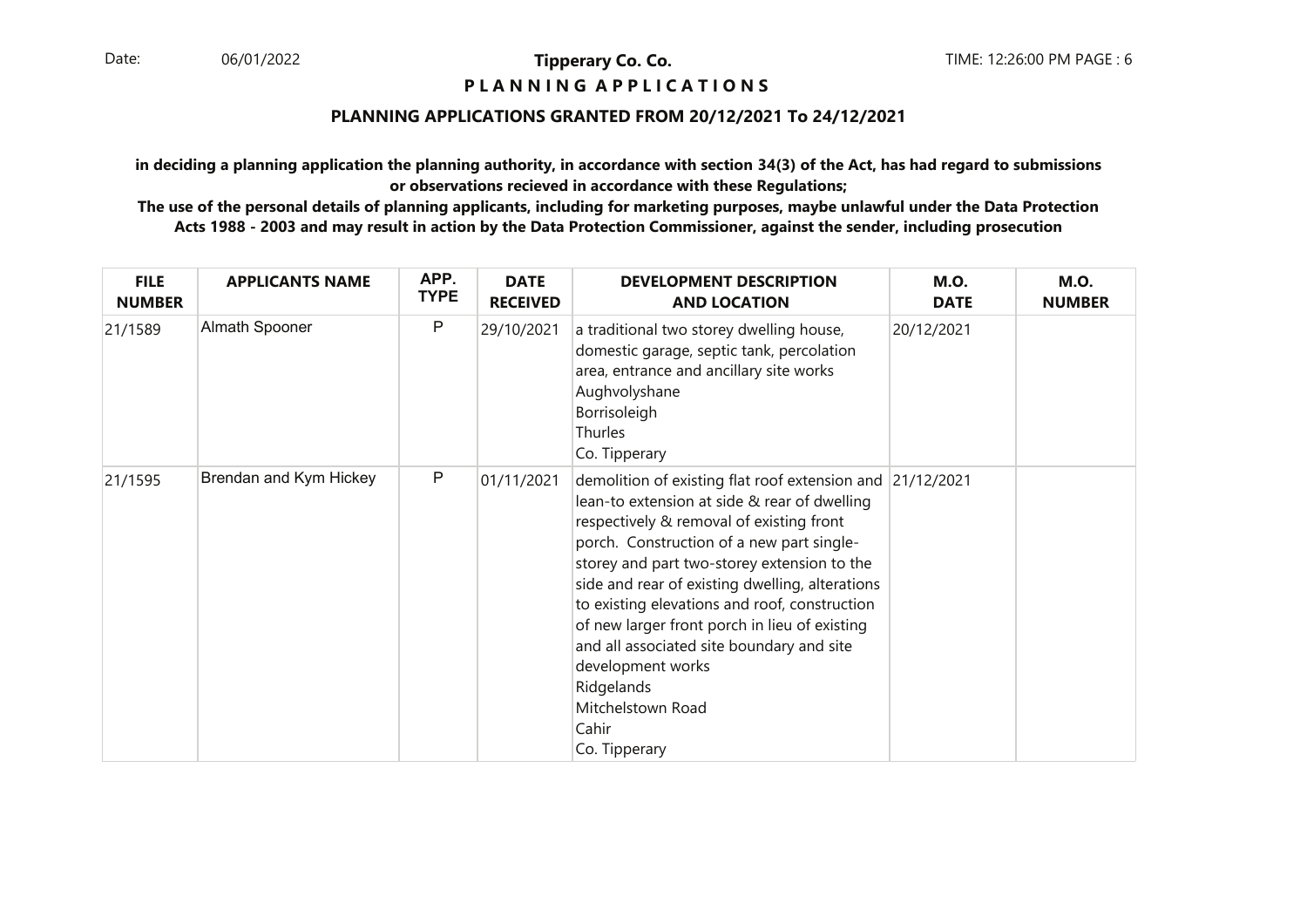**Tippercy Co. Co.**

**P L A N N I N G  A P P L I C A T I O N S**

**PLANNING APPLICATIONS GRANTED FROM 20/12/2021 To 24/12/2021**

**in deciding a planning application the planning authority, in accordance with section 34(3) of the Act, has had regard to submissions or observations recieved in accordance with these Regulations;**

**The use of the personal details of planning applicants, including for marketing purposes, maybe unlawful under the Data Protection Acts 1988 - 2003 and may result in action by the Data Protection Commissioner, against the sender, including prosecution**

| FILE NUMBER | APPLICANTS NAME | APP. TYPE | DATE RECEIVED | DEVELOPMENT DESCRIPTION AND LOCATION | M.O. DATE | M.O. NUMBER |
|---|---|---|---|---|---|---|
| 21/1589 | Almath Spooner | P | 29/10/2021 | a traditional two storey dwelling house, domestic garage, septic tank, percolation area, entrance and ancillary site works<br>Aughvolyshane<br>Borrisoleigh<br>Thurles<br>Co. Tipperary | 20/12/2021 | |
| 21/1595 | Brendan and Kym Hickey | P | 01/11/2021 | demolition of existing flat roof extension and lean-to extension at side & rear of dwelling respectively & removal of existing front porch. Construction of a new part single-storey and part two-storey extension to the side and rear of existing dwelling, alterations to existing elevations and roof, construction of new larger front porch in lieu of existing and all associated site boundary and site development works<br>Ridgelands<br>Mitchelstown Road<br>Cahir<br>Co. Tipperary | 21/12/2021 | |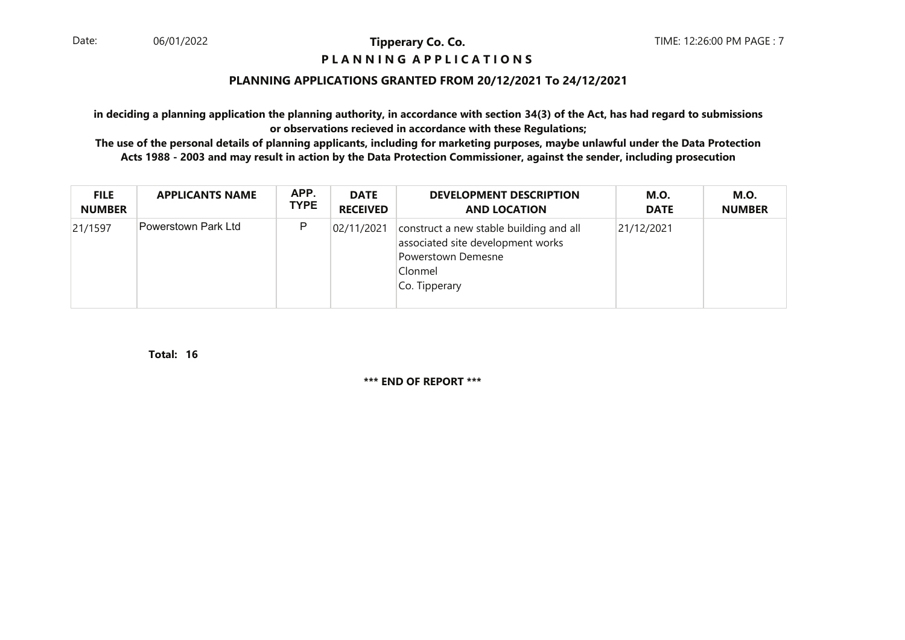# Tipperary Co. Co.

## P L A N N I N G   A P P L I C A T I O N S

### PLANNING APPLICATIONS GRANTED FROM 20/12/2021 To 24/12/2021

**in deciding a planning application the planning authority, in accordance with section 34(3) of the Act, has had regard to submissions or observations recieved in accordance with these Regulations;**

**The use of the personal details of planning applicants, including for marketing purposes, maybe unlawful under the Data Protection Acts 1988 - 2003 and may result in action by the Data Protection Commissioner, against the sender, including prosecution**

| FILE NUMBER | APPLICANTS NAME | APP. TYPE | DATE RECEIVED | DEVELOPMENT DESCRIPTION AND LOCATION | M.O. DATE | M.O. NUMBER |
|---|---|---|---|---|---|---|
| 21/1597 | Powerstown Park Ltd | P | 02/11/2021 | construct a new stable building and all associated site development works Powerstown Demesne Clonmel Co. Tipperary | 21/12/2021 | |

**Total: 16**

**\*\*\* END OF REPORT \*\*\***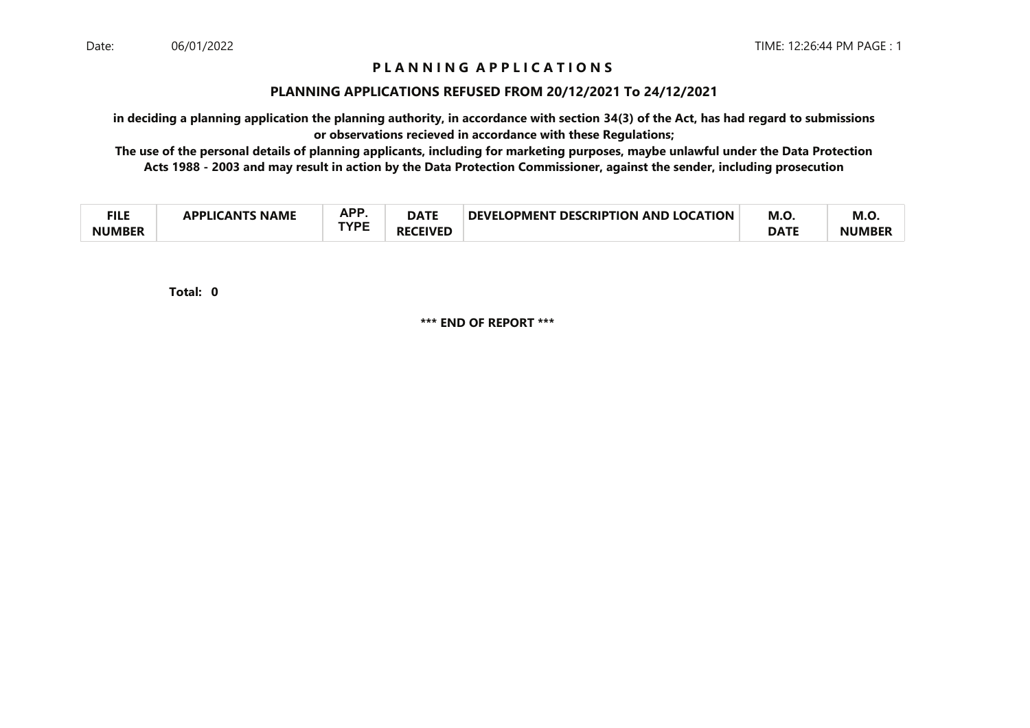# P L A N N I N G A P P L I C A T I O N S

## PLANNING APPLICATIONS REFUSED FROM 20/12/2021 To 24/12/2021

**in deciding a planning application the planning authority, in accordance with section 34(3) of the Act, has had regard to submissions or observations recieved in accordance with these Regulations;**

**The use of the personal details of planning applicants, including for marketing purposes, maybe unlawful under the Data Protection Acts 1988 - 2003 and may result in action by the Data Protection Commissioner, against the sender, including prosecution**

| FILE NUMBER | APPLICANTS NAME | APP. TYPE | DATE RECEIVED | DEVELOPMENT DESCRIPTION AND LOCATION | M.O. DATE | M.O. NUMBER |
|---|---|---|---|---|---|---|

**Total: 0**

**\*\*\* END OF REPORT \*\*\***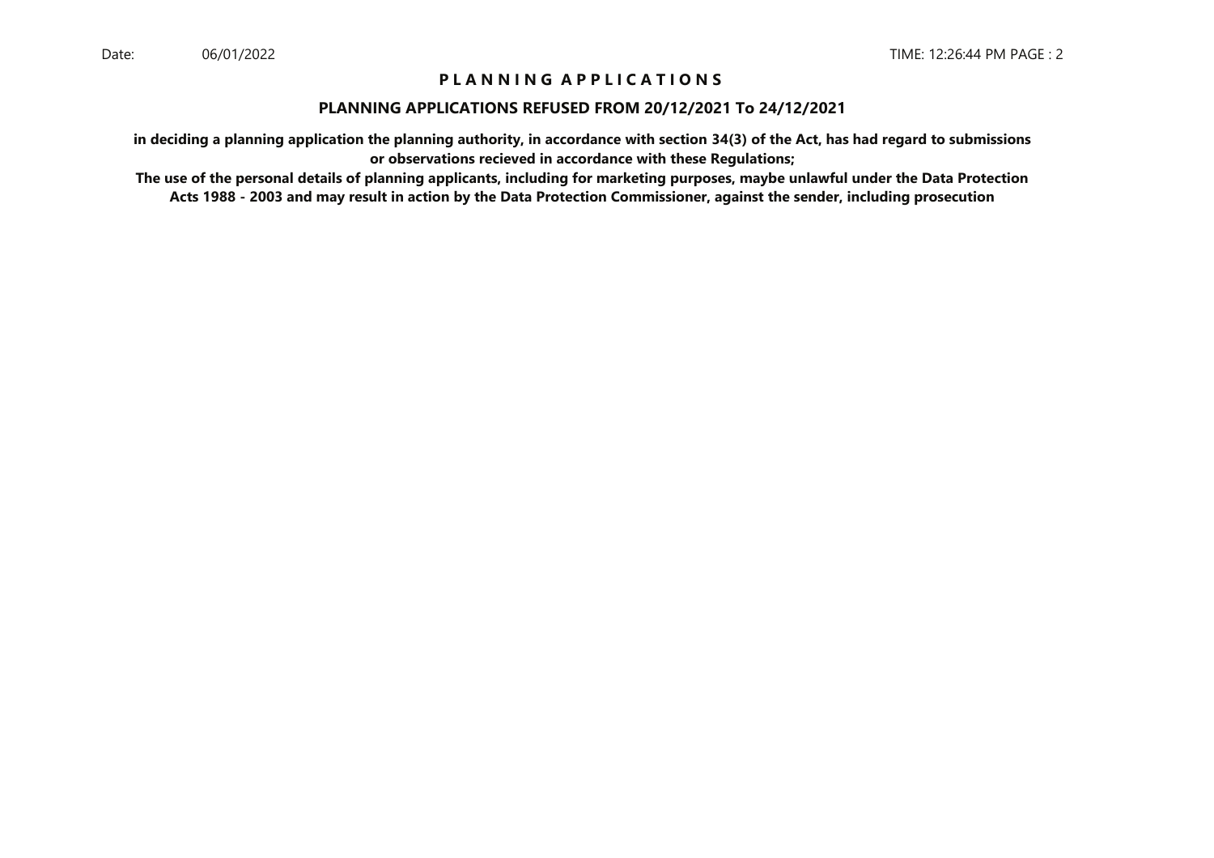# P L A N N I N G A P P L I C A T I O N S

## PLANNING APPLICATIONS REFUSED FROM 20/12/2021 To 24/12/2021

**in deciding a planning application the planning authority, in accordance with section 34(3) of the Act, has had regard to submissions or observations recieved in accordance with these Regulations;**

**The use of the personal details of planning applicants, including for marketing purposes, maybe unlawful under the Data Protection Acts 1988 - 2003 and may result in action by the Data Protection Commissioner, against the sender, including prosecution**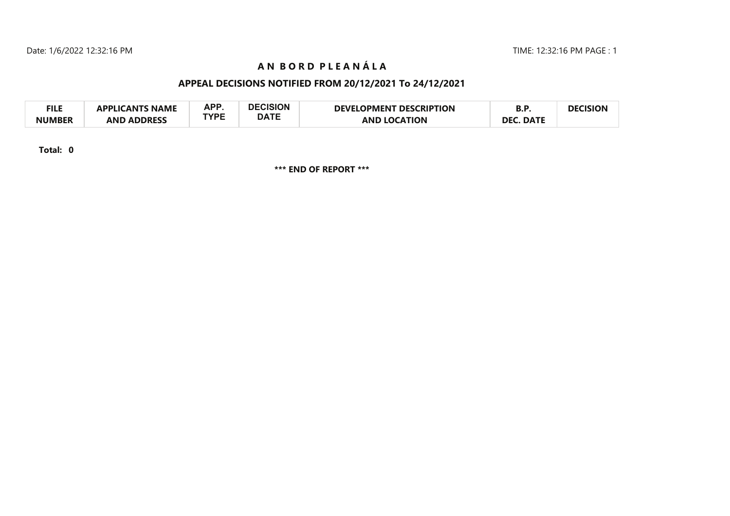# A N B O R D P L E A N Á L A

## APPEAL DECISIONS NOTIFIED FROM 20/12/2021 To 24/12/2021

| FILE NUMBER | APPLICANTS NAME AND ADDRESS | APP. TYPE | DECISION DATE | DEVELOPMENT DESCRIPTION AND LOCATION | B.P. DEC. DATE | DECISION |
|---|---|---|---|---|---|---|

**Total: 0**

**\*\*\* END OF REPORT \*\*\***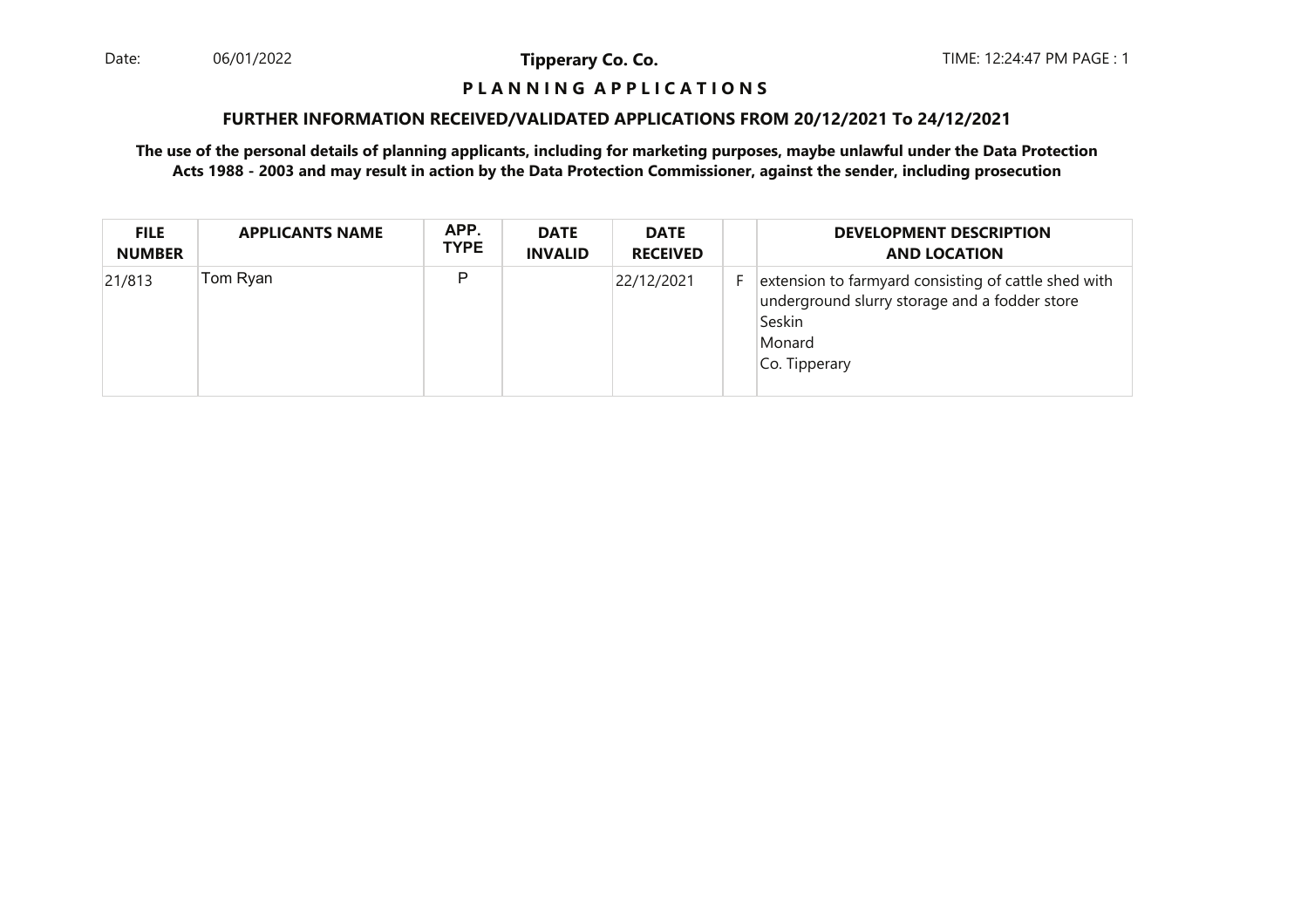**P L A N N I N G A P P L I C A T I O N S**

**FURTHER INFORMATION RECEIVED/VALIDATED APPLICATIONS FROM 20/12/2021 To 24/12/2021**

**The use of the personal details of planning applicants, including for marketing purposes, maybe unlawful under the Data Protection Acts 1988 - 2003 and may result in action by the Data Protection Commissioner, against the sender, including prosecution**

| FILE NUMBER | APPLICANTS NAME | APP. TYPE | DATE INVALID | DATE RECEIVED | | DEVELOPMENT DESCRIPTION AND LOCATION |
|---|---|---|---|---|---|---|
| 21/813 | Tom Ryan | P | | 22/12/2021 | F | extension to farmyard consisting of cattle shed with underground slurry storage and a fodder store<br>Seskin<br>Monard<br>Co. Tipperary |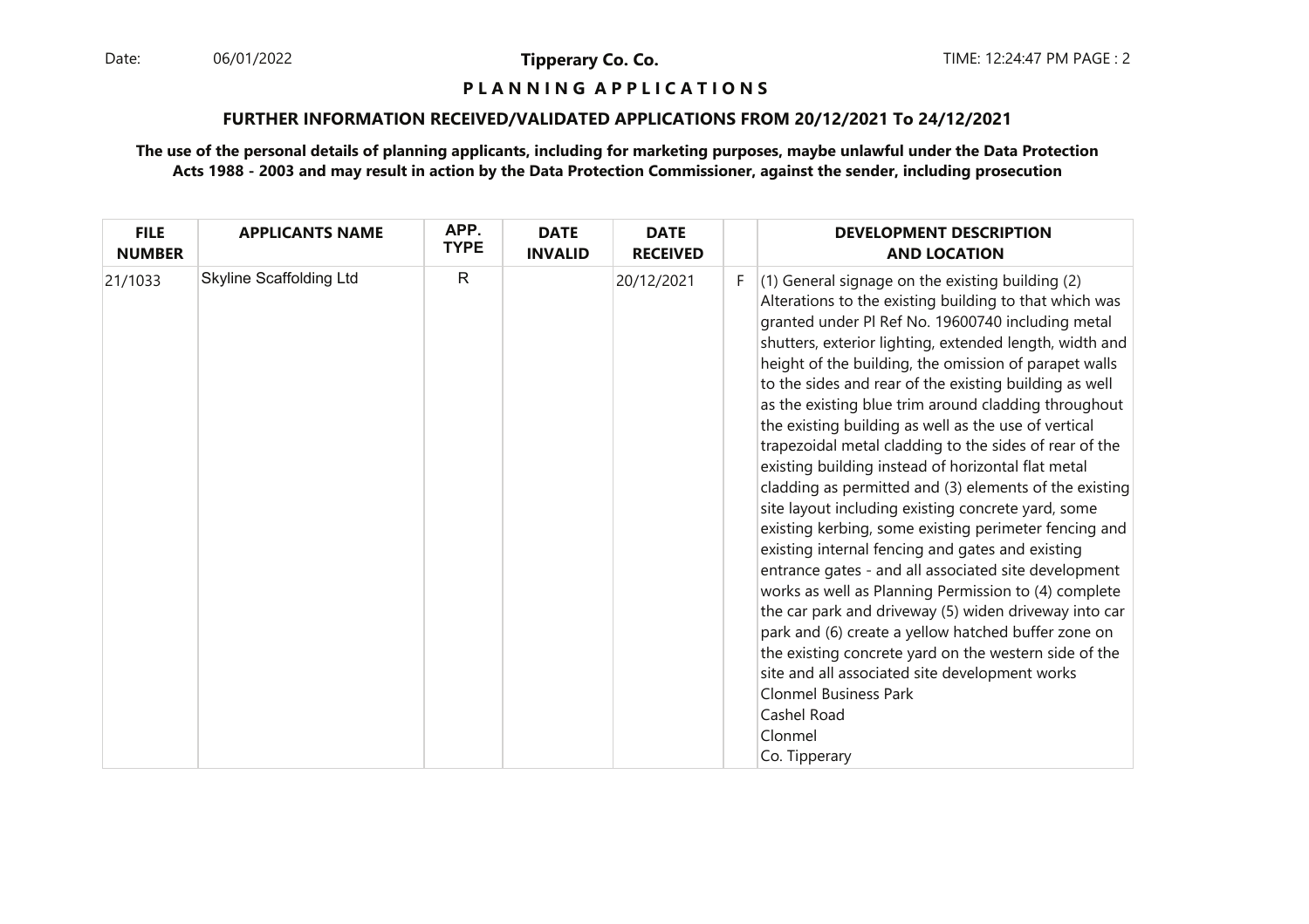**P L A N N I N G A P P L I C A T I O N S**

**FURTHER INFORMATION RECEIVED/VALIDATED APPLICATIONS FROM 20/12/2021 To 24/12/2021**

**The use of the personal details of planning applicants, including for marketing purposes, maybe unlawful under the Data Protection Acts 1988 - 2003 and may result in action by the Data Protection Commissioner, against the sender, including prosecution**

| FILE NUMBER | APPLICANTS NAME | APP. TYPE | DATE INVALID | DATE RECEIVED | | DEVELOPMENT DESCRIPTION AND LOCATION |
|---|---|---|---|---|---|---|
| 21/1033 | Skyline Scaffolding Ltd | R | | 20/12/2021 | F | (1) General signage on the existing building (2) Alterations to the existing building to that which was granted under Pl Ref No. 19600740 including metal shutters, exterior lighting, extended length, width and height of the building, the omission of parapet walls to the sides and rear of the existing building as well as the existing blue trim around cladding throughout the existing building as well as the use of vertical trapezoidal metal cladding to the sides of rear of the existing building instead of horizontal flat metal cladding as permitted and (3) elements of the existing site layout including existing concrete yard, some existing kerbing, some existing perimeter fencing and existing internal fencing and gates and existing entrance gates - and all associated site development works as well as Planning Permission to (4) complete the car park and driveway (5) widen driveway into car park and (6) create a yellow hatched buffer zone on the existing concrete yard on the western side of the site and all associated site development works Clonmel Business Park Cashel Road Clonmel Co. Tipperary |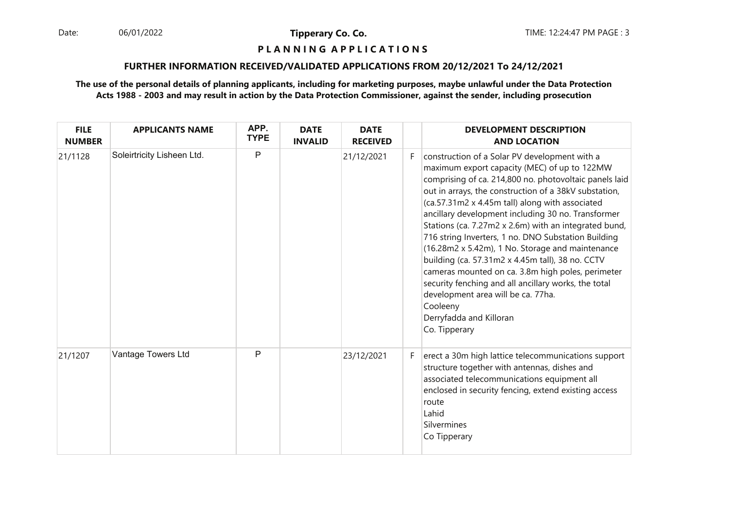# PLANNING APPLICATIONS

## FURTHER INFORMATION RECEIVED/VALIDATED APPLICATIONS FROM 20/12/2021 To 24/12/2021

**The use of the personal details of planning applicants, including for marketing purposes, maybe unlawful under the Data Protection Acts 1988 - 2003 and may result in action by the Data Protection Commissioner, against the sender, including prosecution**

| FILE NUMBER | APPLICANTS NAME | APP. TYPE | DATE INVALID | DATE RECEIVED | | DEVELOPMENT DESCRIPTION AND LOCATION |
|---|---|---|---|---|---|---|
| 21/1128 | Soleirtricity Lisheen Ltd. | P | | 21/12/2021 | F | construction of a Solar PV development with a maximum export capacity (MEC) of up to 122MW comprising of ca. 214,800 no. photovoltaic panels laid out in arrays, the construction of a 38kV substation, (ca.57.31m2 x 4.45m tall) along with associated ancillary development including 30 no. Transformer Stations (ca. 7.27m2 x 2.6m) with an integrated bund, 716 string Inverters, 1 no. DNO Substation Building (16.28m2 x 5.42m), 1 No. Storage and maintenance building (ca. 57.31m2 x 4.45m tall), 38 no. CCTV cameras mounted on ca. 3.8m high poles, perimeter security fenching and all ancillary works, the total development area will be ca. 77ha.<br>Cooleeny<br>Derryfadda and Killoran<br>Co. Tipperary |
| 21/1207 | Vantage Towers Ltd | P | | 23/12/2021 | F | erect a 30m high lattice telecommunications support structure together with antennas, dishes and associated telecommunications equipment all enclosed in security fencing, extend existing access route<br>Lahid<br>Silvermines<br>Co Tipperary |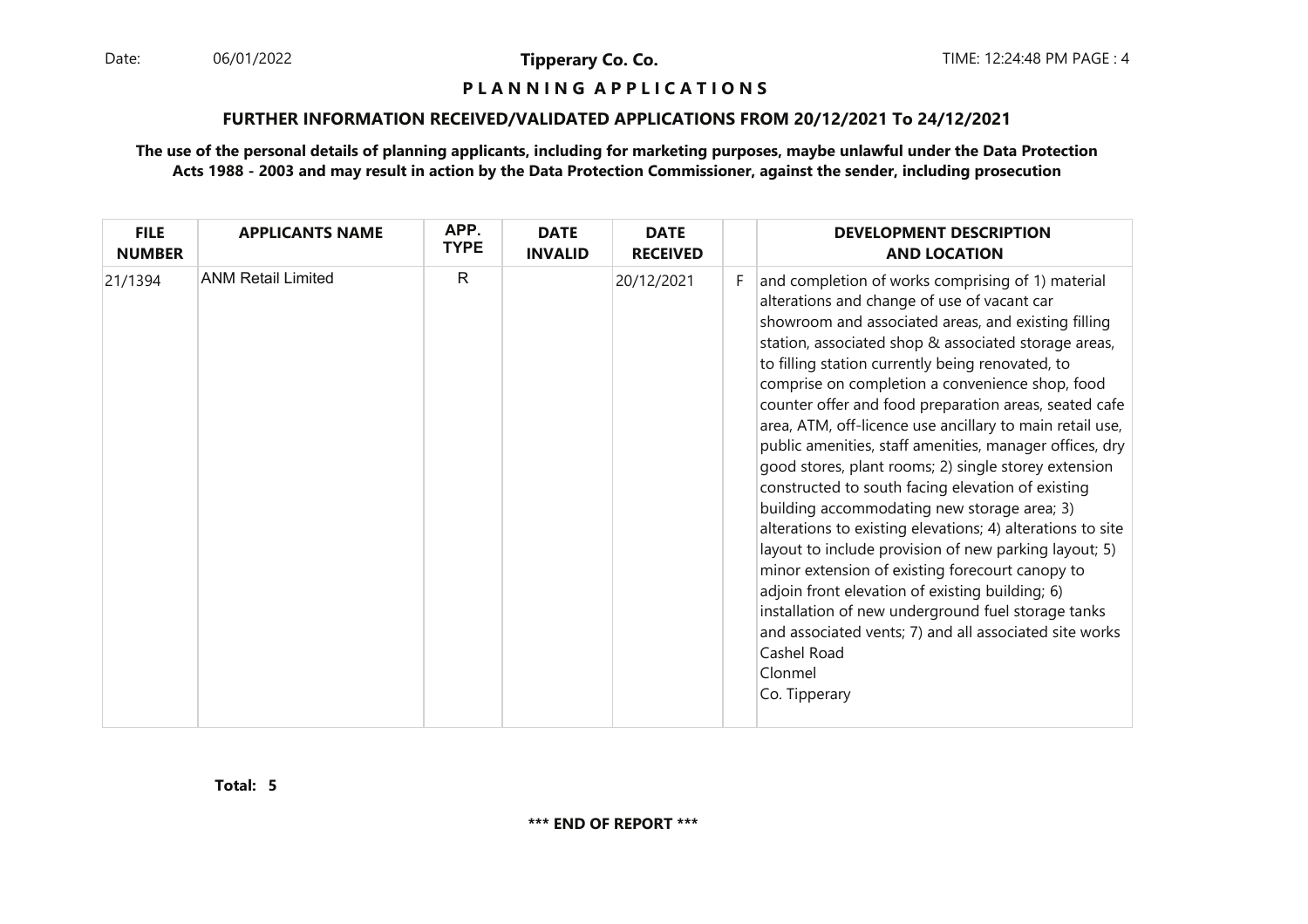## P L A N N I N G   A P P L I C A T I O N S

### FURTHER INFORMATION RECEIVED/VALIDATED APPLICATIONS FROM 20/12/2021 To 24/12/2021

**The use of the personal details of planning applicants, including for marketing purposes, maybe unlawful under the Data Protection Acts 1988 - 2003 and may result in action by the Data Protection Commissioner, against the sender, including prosecution**

| FILE NUMBER | APPLICANTS NAME | APP. TYPE | DATE INVALID | DATE RECEIVED | | DEVELOPMENT DESCRIPTION AND LOCATION |
|---|---|---|---|---|---|---|
| 21/1394 | ANM Retail Limited | R | | 20/12/2021 | F | and completion of works comprising of 1) material alterations and change of use of vacant car showroom and associated areas, and existing filling station, associated shop & associated storage areas, to filling station currently being renovated, to comprise on completion a convenience shop, food counter offer and food preparation areas, seated cafe area, ATM, off-licence use ancillary to main retail use, public amenities, staff amenities, manager offices, dry good stores, plant rooms; 2) single storey extension constructed to south facing elevation of existing building accommodating new storage area; 3) alterations to existing elevations; 4) alterations to site layout to include provision of new parking layout; 5) minor extension of existing forecourt canopy to adjoin front elevation of existing building; 6) installation of new underground fuel storage tanks and associated vents; 7) and all associated site works Cashel Road Clonmel Co. Tipperary |

**Total: 5**

**\*\*\* END OF REPORT \*\*\***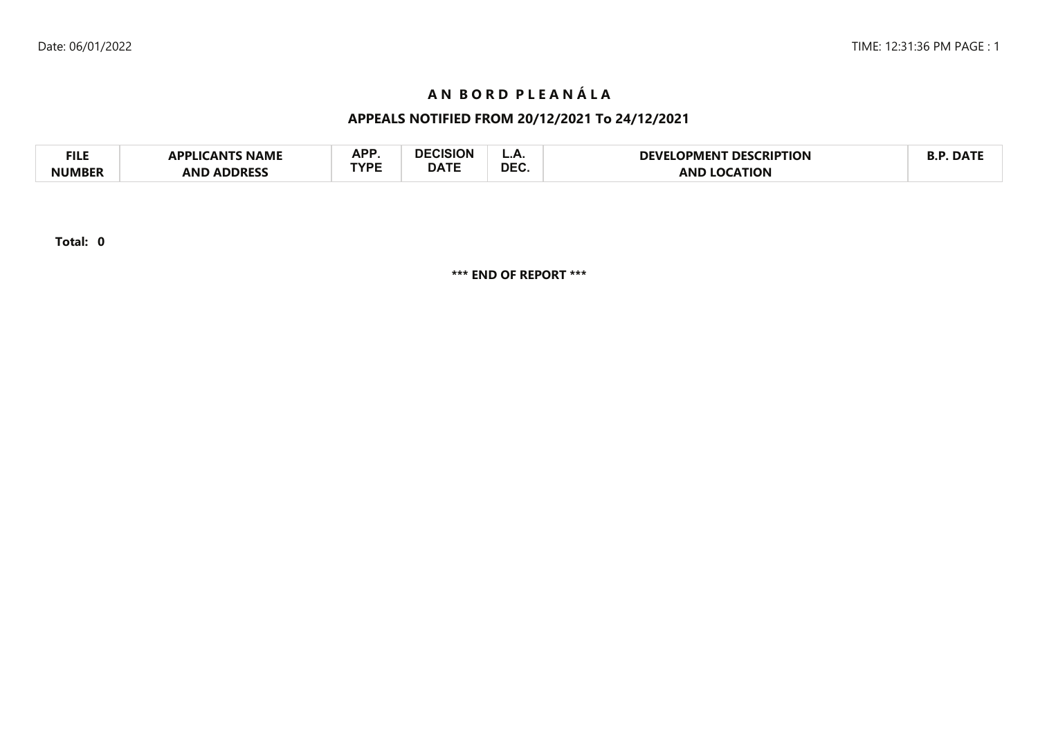# A N B O R D P L E A N Á L A

## APPEALS NOTIFIED FROM 20/12/2021 To 24/12/2021

| FILE NUMBER | APPLICANTS NAME AND ADDRESS | APP. TYPE | DECISION DATE | L.A. DEC. | DEVELOPMENT DESCRIPTION AND LOCATION | B.P. DATE |
|---|---|---|---|---|---|---|

**Total: 0**

**\*\*\* END OF REPORT \*\*\***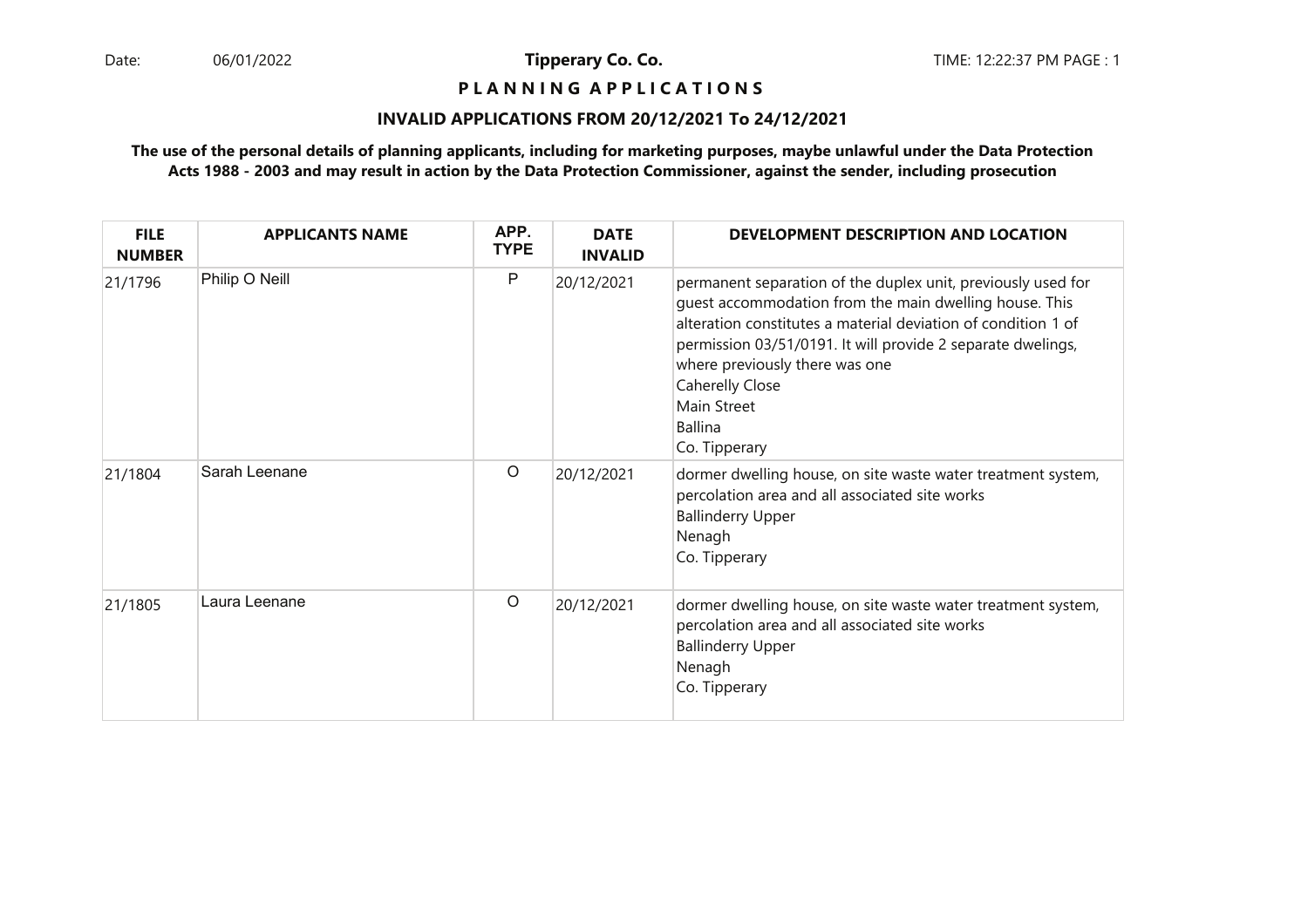**Tipperary Co. Co.**

**P L A N N I N G  A P P L I C A T I O N S**

**INVALID APPLICATIONS FROM 20/12/2021 To 24/12/2021**

**The use of the personal details of planning applicants, including for marketing purposes, maybe unlawful under the Data Protection Acts 1988 - 2003 and may result in action by the Data Protection Commissioner, against the sender, including prosecution**

| FILE NUMBER | APPLICANTS NAME | APP. TYPE | DATE INVALID | DEVELOPMENT DESCRIPTION AND LOCATION |
|---|---|---|---|---|
| 21/1796 | Philip O Neill | P | 20/12/2021 | permanent separation of the duplex unit, previously used for guest accommodation from the main dwelling house. This alteration constitutes a material deviation of condition 1 of permission 03/51/0191. It will provide 2 separate dwelings, where previously there was one<br>Caherelly Close<br>Main Street<br>Ballina<br>Co. Tipperary |
| 21/1804 | Sarah Leenane | O | 20/12/2021 | dormer dwelling house, on site waste water treatment system, percolation area and all associated site works<br>Ballinderry Upper<br>Nenagh<br>Co. Tipperary |
| 21/1805 | Laura Leenane | O | 20/12/2021 | dormer dwelling house, on site waste water treatment system, percolation area and all associated site works<br>Ballinderry Upper<br>Nenagh<br>Co. Tipperary |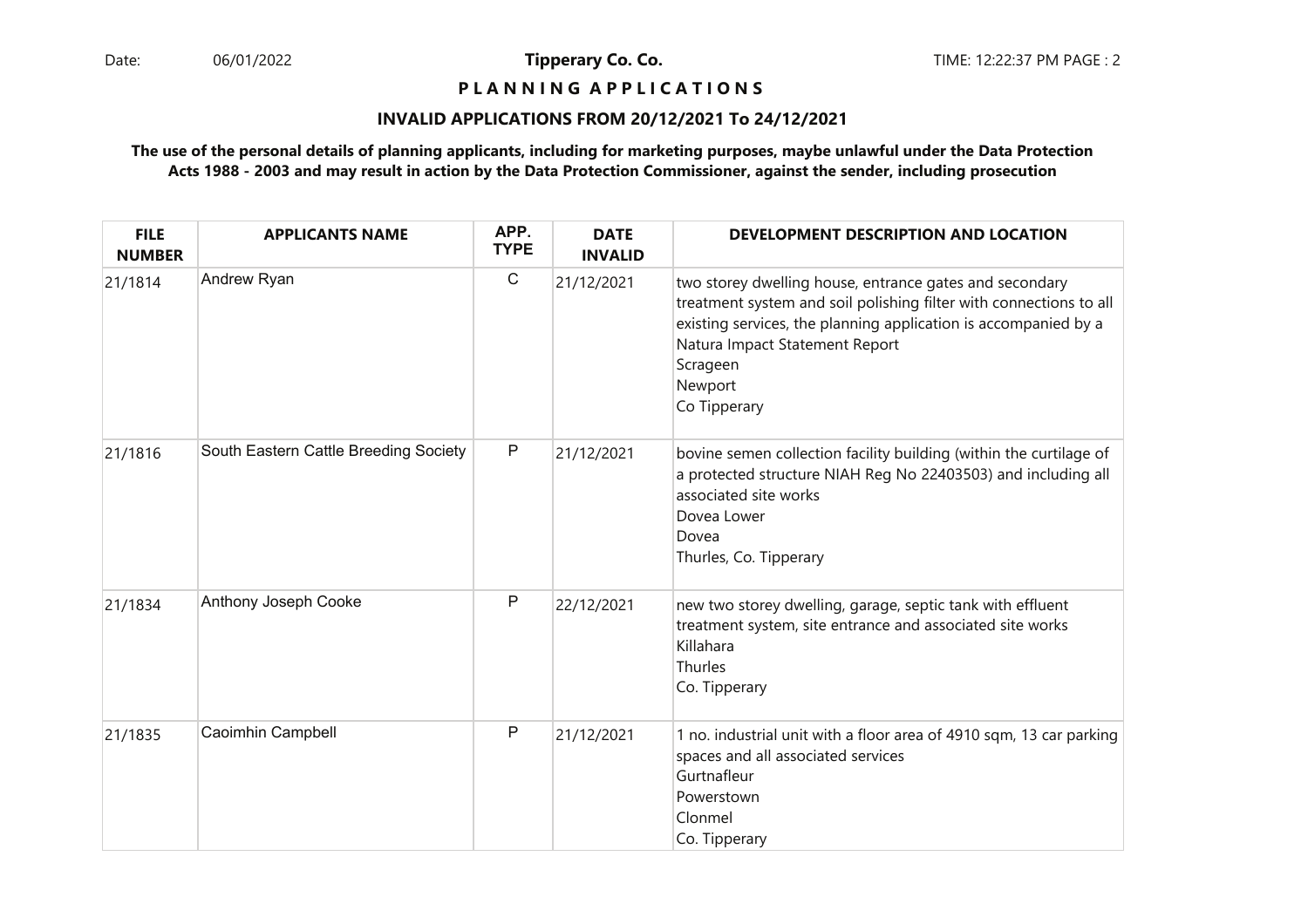**Tipperary Co. Co.**

**P L A N N I N G   A P P L I C A T I O N S**

**INVALID APPLICATIONS FROM 20/12/2021 To 24/12/2021**

**The use of the personal details of planning applicants, including for marketing purposes, maybe unlawful under the Data Protection Acts 1988 - 2003 and may result in action by the Data Protection Commissioner, against the sender, including prosecution**

| FILE NUMBER | APPLICANTS NAME | APP. TYPE | DATE INVALID | DEVELOPMENT DESCRIPTION AND LOCATION |
|---|---|---|---|---|
| 21/1814 | Andrew Ryan | C | 21/12/2021 | two storey dwelling house, entrance gates and secondary treatment system and soil polishing filter with connections to all existing services, the planning application is accompanied by a Natura Impact Statement Report<br>Scrageen<br>Newport<br>Co Tipperary |
| 21/1816 | South Eastern Cattle Breeding Society | P | 21/12/2021 | bovine semen collection facility building (within the curtilage of a protected structure NIAH Reg No 22403503) and including all associated site works<br>Dovea Lower<br>Dovea<br>Thurles, Co. Tipperary |
| 21/1834 | Anthony Joseph Cooke | P | 22/12/2021 | new two storey dwelling, garage, septic tank with effluent treatment system, site entrance and associated site works<br>Killahara<br>Thurles<br>Co. Tipperary |
| 21/1835 | Caoimhin Campbell | P | 21/12/2021 | 1 no. industrial unit with a floor area of 4910 sqm, 13 car parking spaces and all associated services<br>Gurtnafleur<br>Powerstown<br>Clonmel<br>Co. Tipperary |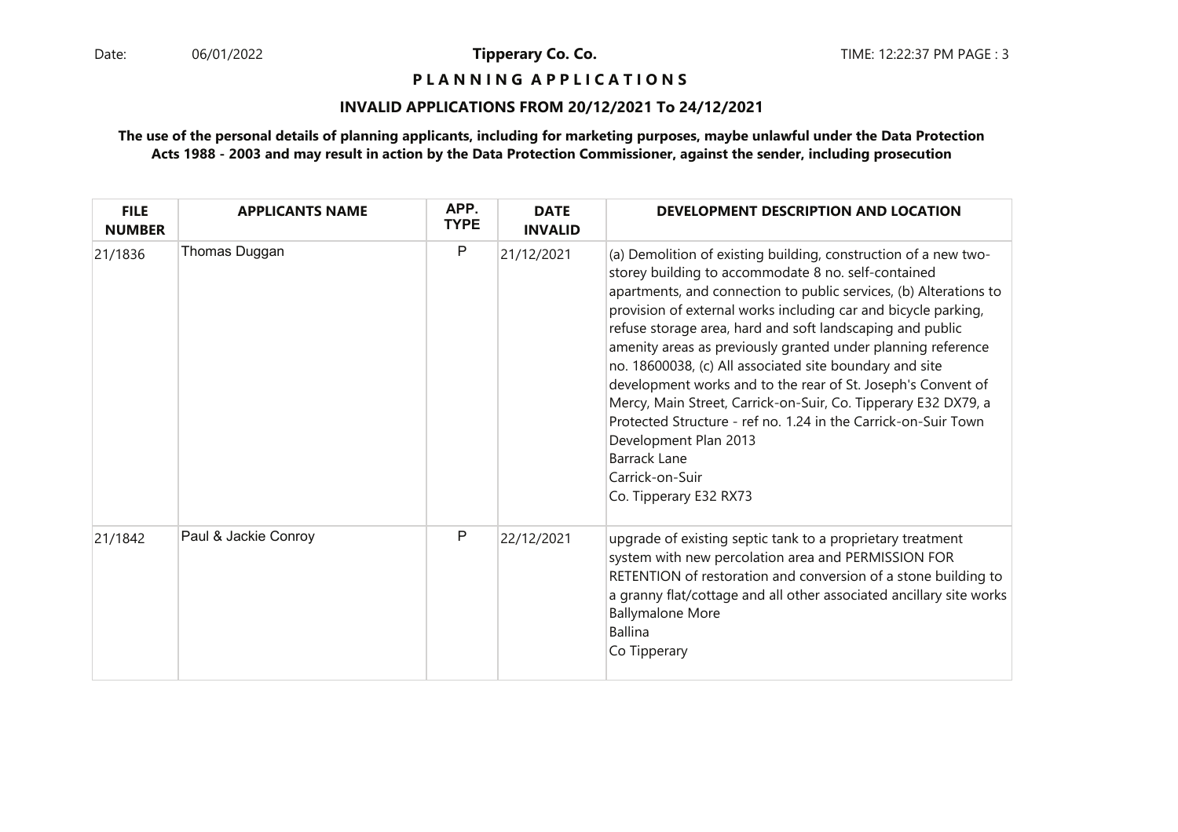**Tipperary Co. Co.**

**P L A N N I N G  A P P L I C A T I O N S**

**INVALID APPLICATIONS FROM 20/12/2021 To 24/12/2021**

**The use of the personal details of planning applicants, including for marketing purposes, maybe unlawful under the Data Protection Acts 1988 - 2003 and may result in action by the Data Protection Commissioner, against the sender, including prosecution**

| FILE NUMBER | APPLICANTS NAME | APP. TYPE | DATE INVALID | DEVELOPMENT DESCRIPTION AND LOCATION |
|---|---|---|---|---|
| 21/1836 | Thomas Duggan | P | 21/12/2021 | (a) Demolition of existing building, construction of a new two-storey building to accommodate 8 no. self-contained apartments, and connection to public services, (b) Alterations to provision of external works including car and bicycle parking, refuse storage area, hard and soft landscaping and public amenity areas as previously granted under planning reference no. 18600038, (c) All associated site boundary and site development works and to the rear of St. Joseph's Convent of Mercy, Main Street, Carrick-on-Suir, Co. Tipperary E32 DX79, a Protected Structure - ref no. 1.24 in the Carrick-on-Suir Town Development Plan 2013<br>Barrack Lane<br>Carrick-on-Suir<br>Co. Tipperary E32 RX73 |
| 21/1842 | Paul & Jackie Conroy | P | 22/12/2021 | upgrade of existing septic tank to a proprietary treatment system with new percolation area and PERMISSION FOR RETENTION of restoration and conversion of a stone building to a granny flat/cottage and all other associated ancillary site works<br>Ballymalone More<br>Ballina<br>Co Tipperary |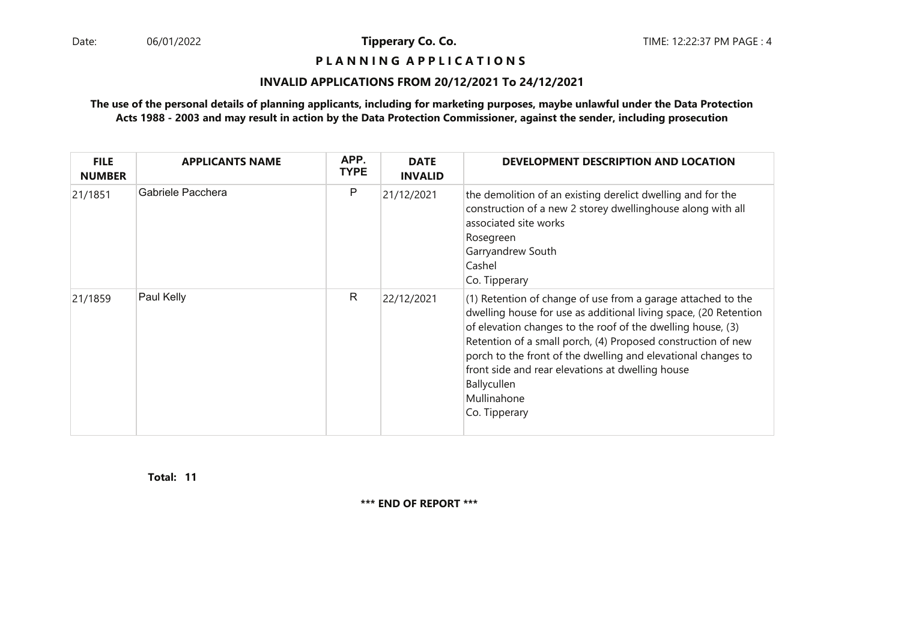**Tipperary Co. Co.**

**P L A N N I N G   A P P L I C A T I O N S**

**INVALID APPLICATIONS FROM 20/12/2021 To 24/12/2021**

**The use of the personal details of planning applicants, including for marketing purposes, maybe unlawful under the Data Protection Acts 1988 - 2003 and may result in action by the Data Protection Commissioner, against the sender, including prosecution**

| FILE NUMBER | APPLICANTS NAME | APP. TYPE | DATE INVALID | DEVELOPMENT DESCRIPTION AND LOCATION |
|---|---|---|---|---|
| 21/1851 | Gabriele Pacchera | P | 21/12/2021 | the demolition of an existing derelict dwelling and for the construction of a new 2 storey dwellinghouse along with all associated site works<br>Rosegreen<br>Garryandrew South<br>Cashel<br>Co. Tipperary |
| 21/1859 | Paul Kelly | R | 22/12/2021 | (1) Retention of change of use from a garage attached to the dwelling house for use as additional living space, (20 Retention of elevation changes to the roof of the dwelling house, (3) Retention of a small porch, (4) Proposed construction of new porch to the front of the dwelling and elevational changes to front side and rear elevations at dwelling house<br>Ballycullen<br>Mullinahone<br>Co. Tipperary |

**Total: 11**

**\*\*\* END OF REPORT \*\*\***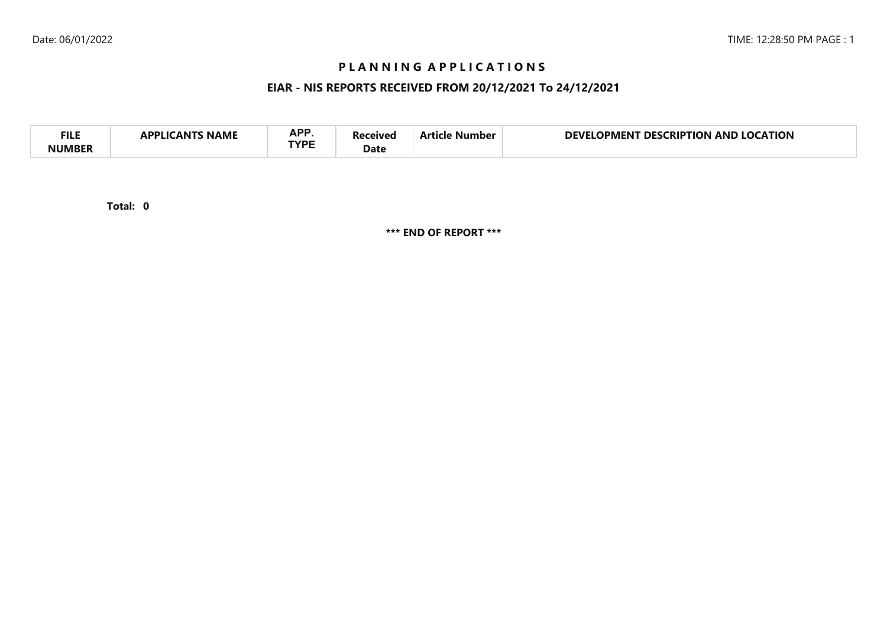# PLANNING APPLICATIONS

## EIAR - NIS REPORTS RECEIVED FROM 20/12/2021 To 24/12/2021

| FILE NUMBER | APPLICANTS NAME | APP. TYPE | Received Date | Article Number | DEVELOPMENT DESCRIPTION AND LOCATION |
|---|---|---|---|---|---|

**Total: 0**

**\*\*\* END OF REPORT \*\*\***